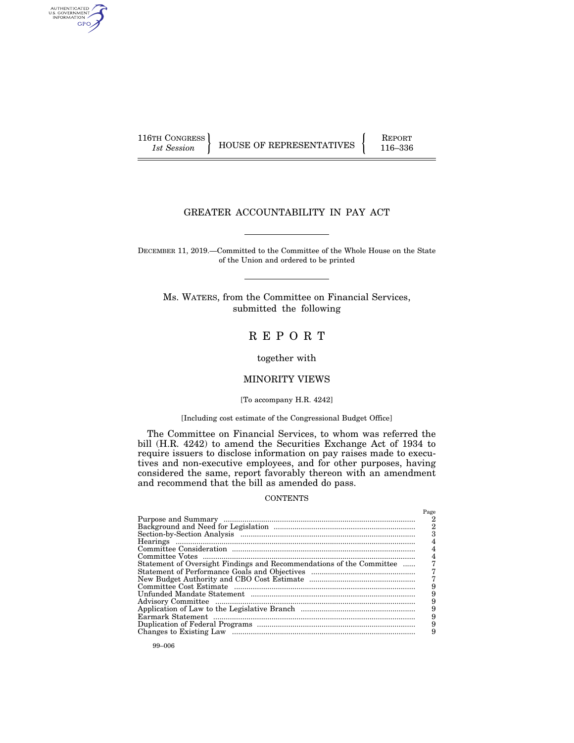116TH CONGRESS
*1st Session*

HOUSE OF REPRESENTATIVES

REPORT
116–336

# GREATER ACCOUNTABILITY IN PAY ACT

DECEMBER 11, 2019.—Committed to the Committee of the Whole House on the State of the Union and ordered to be printed

Ms. WATERS, from the Committee on Financial Services, submitted the following

# R E P O R T

together with

## MINORITY VIEWS

[To accompany H.R. 4242]

[Including cost estimate of the Congressional Budget Office]

The Committee on Financial Services, to whom was referred the bill (H.R. 4242) to amend the Securities Exchange Act of 1934 to require issuers to disclose information on pay raises made to executives and non-executive employees, and for other purposes, having considered the same, report favorably thereon with an amendment and recommend that the bill as amended do pass.

CONTENTS

| | Page |
|---|---|
| Purpose and Summary | 2 |
| Background and Need for Legislation | 2 |
| Section-by-Section Analysis | 3 |
| Hearings | 4 |
| Committee Consideration | 4 |
| Committee Votes | 4 |
| Statement of Oversight Findings and Recommendations of the Committee | 7 |
| Statement of Performance Goals and Objectives | 7 |
| New Budget Authority and CBO Cost Estimate | 7 |
| Committee Cost Estimate | 9 |
| Unfunded Mandate Statement | 9 |
| Advisory Committee | 9 |
| Application of Law to the Legislative Branch | 9 |
| Earmark Statement | 9 |
| Duplication of Federal Programs | 9 |
| Changes to Existing Law | 9 |

99–006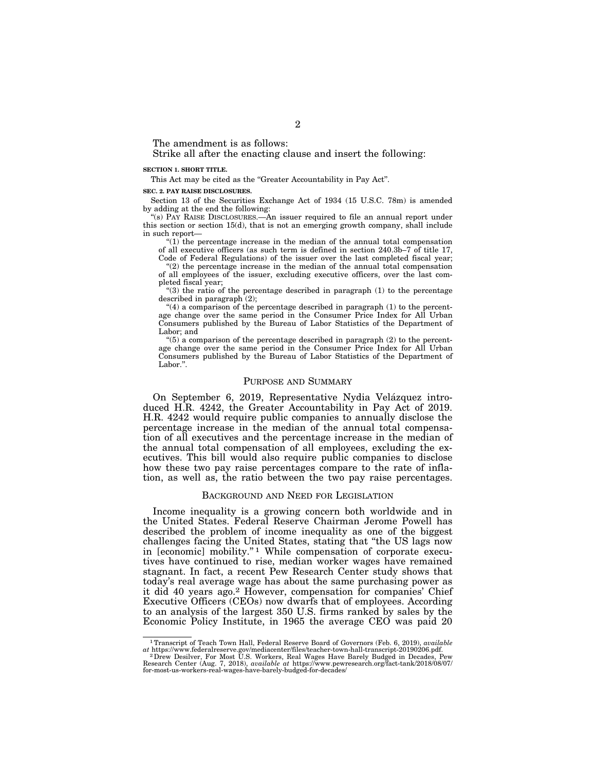The amendment is as follows:

Strike all after the enacting clause and insert the following:

**SECTION 1. SHORT TITLE.**

This Act may be cited as the "Greater Accountability in Pay Act".

**SEC. 2. PAY RAISE DISCLOSURES.**

Section 13 of the Securities Exchange Act of 1934 (15 U.S.C. 78m) is amended by adding at the end the following:

"(s) PAY RAISE DISCLOSURES.—An issuer required to file an annual report under this section or section 15(d), that is not an emerging growth company, shall include in such report—

"(1) the percentage increase in the median of the annual total compensation of all executive officers (as such term is defined in section 240.3b–7 of title 17, Code of Federal Regulations) of the issuer over the last completed fiscal year;

"(2) the percentage increase in the median of the annual total compensation of all employees of the issuer, excluding executive officers, over the last completed fiscal year;

"(3) the ratio of the percentage described in paragraph (1) to the percentage described in paragraph (2);

"(4) a comparison of the percentage described in paragraph (1) to the percentage change over the same period in the Consumer Price Index for All Urban Consumers published by the Bureau of Labor Statistics of the Department of Labor; and

"(5) a comparison of the percentage described in paragraph (2) to the percentage change over the same period in the Consumer Price Index for All Urban Consumers published by the Bureau of Labor Statistics of the Department of Labor.".

## PURPOSE AND SUMMARY

On September 6, 2019, Representative Nydia Velázquez introduced H.R. 4242, the Greater Accountability in Pay Act of 2019. H.R. 4242 would require public companies to annually disclose the percentage increase in the median of the annual total compensation of all executives and the percentage increase in the median of the annual total compensation of all employees, excluding the executives. This bill would also require public companies to disclose how these two pay raise percentages compare to the rate of inflation, as well as, the ratio between the two pay raise percentages.

## BACKGROUND AND NEED FOR LEGISLATION

Income inequality is a growing concern both worldwide and in the United States. Federal Reserve Chairman Jerome Powell has described the problem of income inequality as one of the biggest challenges facing the United States, stating that "the US lags now in [economic] mobility."[1] While compensation of corporate executives have continued to rise, median worker wages have remained stagnant. In fact, a recent Pew Research Center study shows that today's real average wage has about the same purchasing power as it did 40 years ago.[2] However, compensation for companies' Chief Executive Officers (CEOs) now dwarfs that of employees. According to an analysis of the largest 350 U.S. firms ranked by sales by the Economic Policy Institute, in 1965 the average CEO was paid 20

---

[1] Transcript of Teach Town Hall, Federal Reserve Board of Governors (Feb. 6, 2019), *available at* https://www.federalreserve.gov/mediacenter/files/teacher-town-hall-transcript-20190206.pdf.

[2] Drew Desilver, For Most U.S. Workers, Real Wages Have Barely Budged in Decades, Pew Research Center (Aug. 7, 2018), *available at* https://www.pewresearch.org/fact-tank/2018/08/07/for-most-us-workers-real-wages-have-barely-budged-for-decades/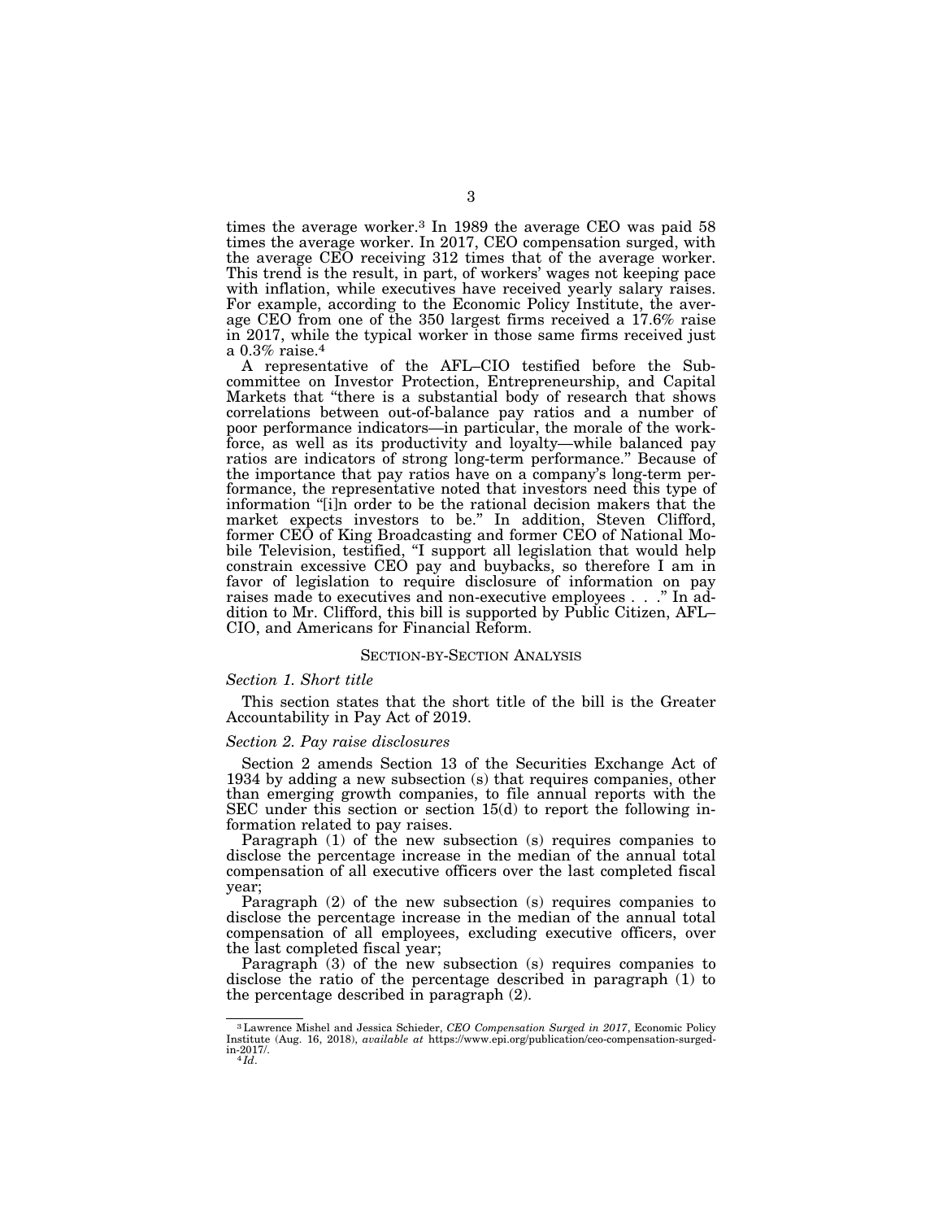times the average worker.[3] In 1989 the average CEO was paid 58 times the average worker. In 2017, CEO compensation surged, with the average CEO receiving 312 times that of the average worker. This trend is the result, in part, of workers' wages not keeping pace with inflation, while executives have received yearly salary raises. For example, according to the Economic Policy Institute, the average CEO from one of the 350 largest firms received a 17.6% raise in 2017, while the typical worker in those same firms received just a 0.3% raise.[4]

A representative of the AFL–CIO testified before the Subcommittee on Investor Protection, Entrepreneurship, and Capital Markets that "there is a substantial body of research that shows correlations between out-of-balance pay ratios and a number of poor performance indicators—in particular, the morale of the workforce, as well as its productivity and loyalty—while balanced pay ratios are indicators of strong long-term performance." Because of the importance that pay ratios have on a company's long-term performance, the representative noted that investors need this type of information "[i]n order to be the rational decision makers that the market expects investors to be." In addition, Steven Clifford, former CEO of King Broadcasting and former CEO of National Mobile Television, testified, "I support all legislation that would help constrain excessive CEO pay and buybacks, so therefore I am in favor of legislation to require disclosure of information on pay raises made to executives and non-executive employees . . ." In addition to Mr. Clifford, this bill is supported by Public Citizen, AFL–CIO, and Americans for Financial Reform.

## SECTION-BY-SECTION ANALYSIS

### *Section 1. Short title*

This section states that the short title of the bill is the Greater Accountability in Pay Act of 2019.

### *Section 2. Pay raise disclosures*

Section 2 amends Section 13 of the Securities Exchange Act of 1934 by adding a new subsection (s) that requires companies, other than emerging growth companies, to file annual reports with the SEC under this section or section 15(d) to report the following information related to pay raises.

Paragraph (1) of the new subsection (s) requires companies to disclose the percentage increase in the median of the annual total compensation of all executive officers over the last completed fiscal year;

Paragraph (2) of the new subsection (s) requires companies to disclose the percentage increase in the median of the annual total compensation of all employees, excluding executive officers, over the last completed fiscal year;

Paragraph (3) of the new subsection (s) requires companies to disclose the ratio of the percentage described in paragraph (1) to the percentage described in paragraph (2).

---

[3] Lawrence Mishel and Jessica Schieder, *CEO Compensation Surged in 2017*, Economic Policy Institute (Aug. 16, 2018), *available at* https://www.epi.org/publication/ceo-compensation-surged-in-2017/.

[4] *Id*.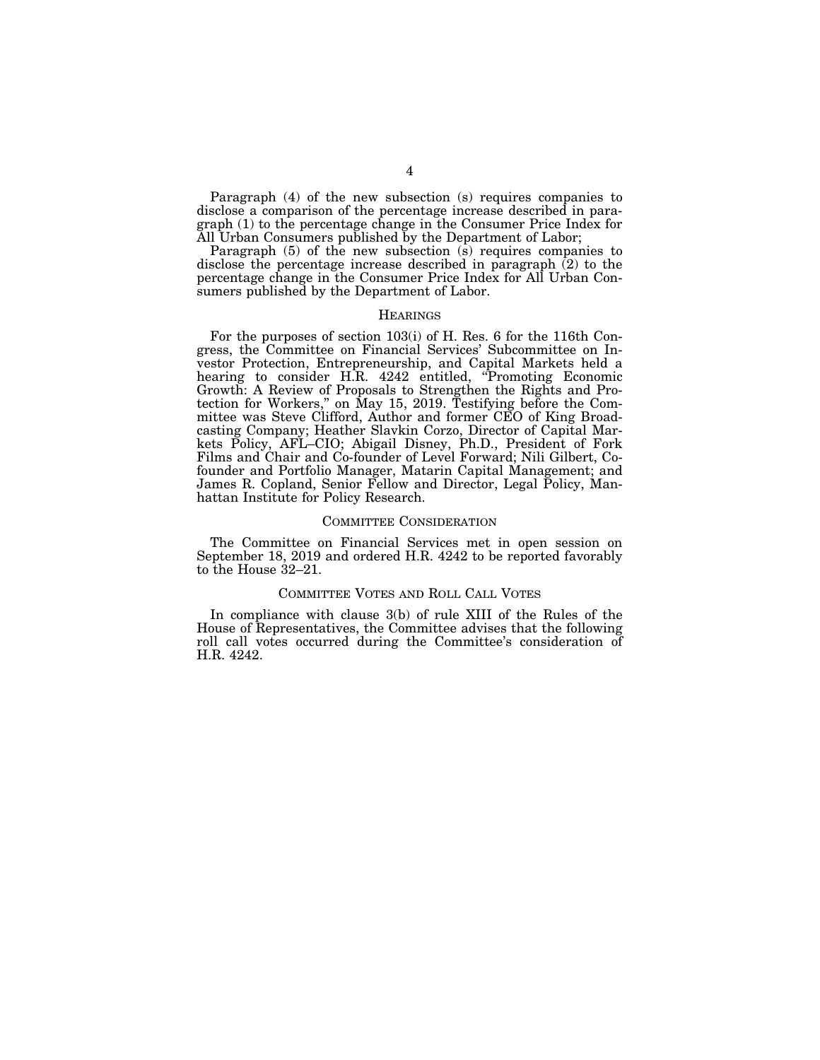Paragraph (4) of the new subsection (s) requires companies to disclose a comparison of the percentage increase described in paragraph (1) to the percentage change in the Consumer Price Index for All Urban Consumers published by the Department of Labor;

Paragraph (5) of the new subsection (s) requires companies to disclose the percentage increase described in paragraph (2) to the percentage change in the Consumer Price Index for All Urban Consumers published by the Department of Labor.

## HEARINGS

For the purposes of section 103(i) of H. Res. 6 for the 116th Congress, the Committee on Financial Services' Subcommittee on Investor Protection, Entrepreneurship, and Capital Markets held a hearing to consider H.R. 4242 entitled, "Promoting Economic Growth: A Review of Proposals to Strengthen the Rights and Protection for Workers," on May 15, 2019. Testifying before the Committee was Steve Clifford, Author and former CEO of King Broadcasting Company; Heather Slavkin Corzo, Director of Capital Markets Policy, AFL–CIO; Abigail Disney, Ph.D., President of Fork Films and Chair and Co-founder of Level Forward; Nili Gilbert, Cofounder and Portfolio Manager, Matarin Capital Management; and James R. Copland, Senior Fellow and Director, Legal Policy, Manhattan Institute for Policy Research.

## COMMITTEE CONSIDERATION

The Committee on Financial Services met in open session on September 18, 2019 and ordered H.R. 4242 to be reported favorably to the House 32–21.

## COMMITTEE VOTES AND ROLL CALL VOTES

In compliance with clause 3(b) of rule XIII of the Rules of the House of Representatives, the Committee advises that the following roll call votes occurred during the Committee's consideration of H.R. 4242.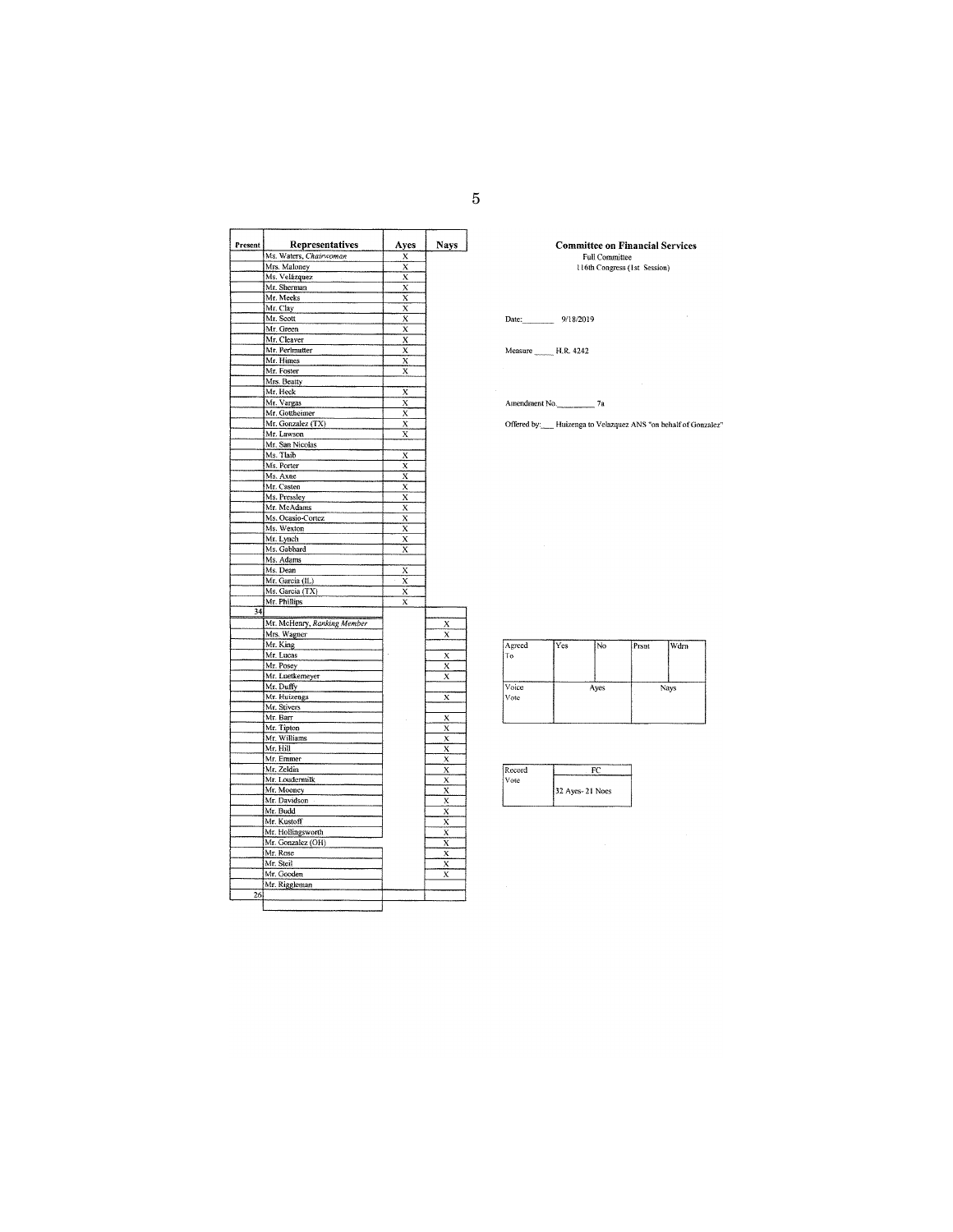**Committee on Financial Services**
Full Committee
116th Congress (1st Session)

Date: 9/18/2019

Measure H.R. 4242

Amendment No. 7a

Offered by: Huizenga to Velazquez ANS "on behalf of Gonzalez"

| Present | Representatives | Ayes | Nays |
|---|---|---|---|
| | Ms. Waters, *Chairwoman* | X | |
| | Mrs. Maloney | X | |
| | Ms. Velázquez | X | |
| | Mr. Sherman | X | |
| | Mr. Meeks | X | |
| | Mr. Clay | X | |
| | Mr. Scott | X | |
| | Mr. Green | X | |
| | Mr. Cleaver | X | |
| | Mr. Perlmutter | X | |
| | Mr. Himes | X | |
| | Mr. Foster | X | |
| | Mrs. Beatty | | |
| | Mr. Heck | X | |
| | Mr. Vargas | X | |
| | Mr. Gottheimer | X | |
| | Mr. Gonzalez (TX) | X | |
| | Mr. Lawson | X | |
| | Mr. San Nicolas | | |
| | Ms. Tlaib | X | |
| | Ms. Porter | X | |
| | Ms. Axne | X | |
| | Mr. Casten | X | |
| | Ms. Pressley | X | |
| | Mr. McAdams | X | |
| | Ms. Ocasio-Cortez | X | |
| | Ms. Wexton | X | |
| | Mr. Lynch | X | |
| | Ms. Gabbard | X | |
| | Ms. Adams | | |
| | Ms. Dean | X | |
| | Mr. Garcia (IL) | X | |
| | Ms. Garcia (TX) | X | |
| | Mr. Phillips | X | |
| 34 | | | |
| | Mr. McHenry, *Ranking Member* | | X |
| | Mrs. Wagner | | X |
| | Mr. King | | |
| | Mr. Lucas | | X |
| | Mr. Posey | | X |
| | Mr. Luetkemeyer | | X |
| | Mr. Duffy | | |
| | Mr. Huizenga | | X |
| | Mr. Stivers | | |
| | Mr. Barr | | X |
| | Mr. Tipton | | X |
| | Mr. Williams | | X |
| | Mr. Hill | | X |
| | Mr. Emmer | | X |
| | Mr. Zeldin | | X |
| | Mr. Loudermilk | | X |
| | Mr. Mooney | | X |
| | Mr. Davidson | | X |
| | Mr. Budd | | X |
| | Mr. Kustoff | | X |
| | Mr. Hollingsworth | | X |
| | Mr. Gonzalez (OH) | | X |
| | Mr. Rose | | X |
| | Mr. Steil | | X |
| | Mr. Gooden | | X |
| | Mr. Riggleman | | |
| 26 | | | |

| Agreed To | Yes | No | Prsnt | Wdrn |
|---|---|---|---|---|
| | | | | |

| Voice Vote | Ayes | Nays |
|---|---|---|
| | | |

| Record Vote | FC |
|---|---|
| | 32 Ayes- 21 Noes |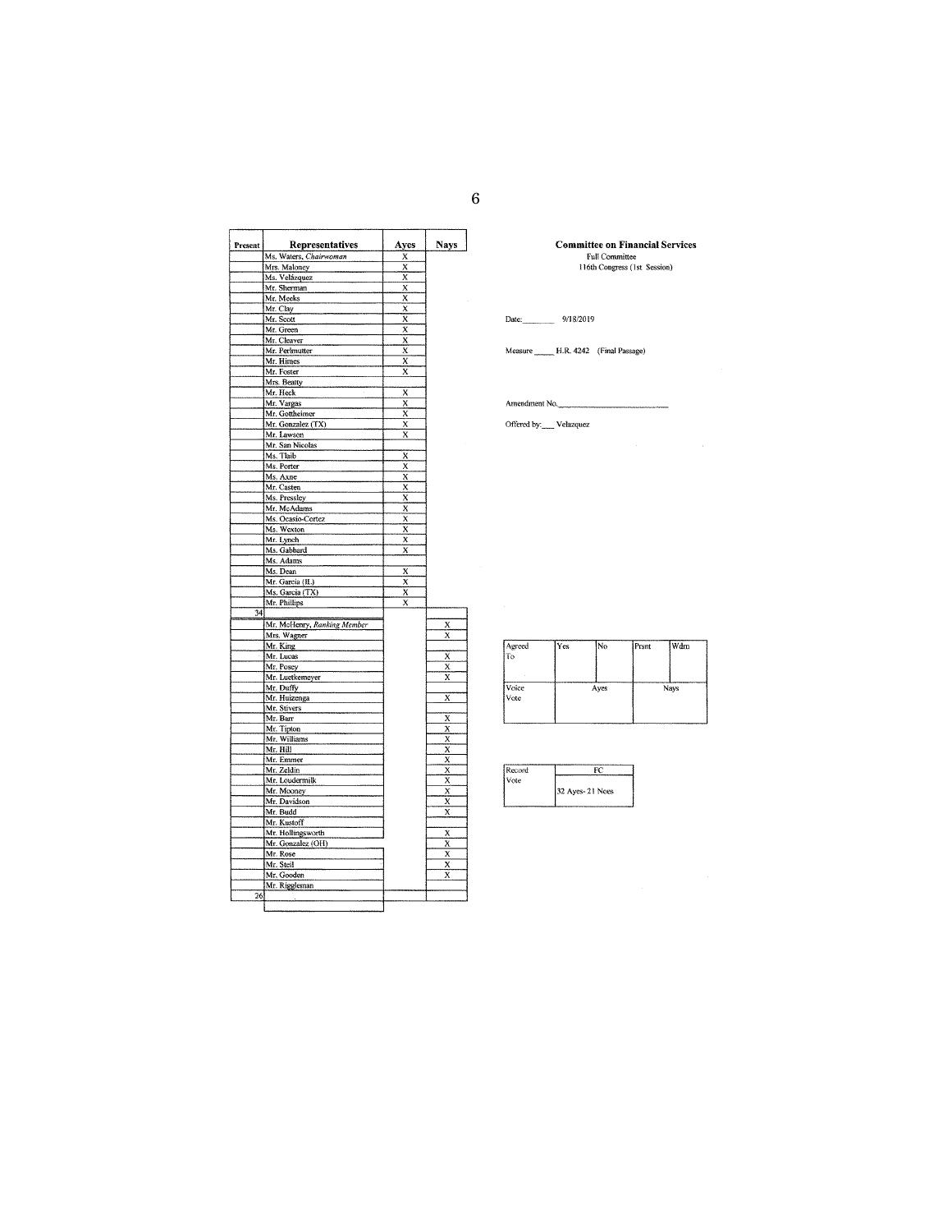**Committee on Financial Services**
Full Committee
116th Congress (1st Session)

Date: 9/18/2019

Measure H.R. 4242 (Final Passage)

Amendment No.

Offered by: Velazquez

| Present | Representatives | Ayes | Nays |
|---|---|---|---|
| | Ms. Waters, *Chairwoman* | X | |
| | Mrs. Maloney | X | |
| | Ms. Velázquez | X | |
| | Mr. Sherman | X | |
| | Mr. Meeks | X | |
| | Mr. Clay | X | |
| | Mr. Scott | X | |
| | Mr. Green | X | |
| | Mr. Cleaver | X | |
| | Mr. Perlmutter | X | |
| | Mr. Himes | X | |
| | Mr. Foster | X | |
| | Mrs. Beatty | | |
| | Mr. Heck | X | |
| | Mr. Vargas | X | |
| | Mr. Gottheimer | X | |
| | Mr. Gonzalez (TX) | X | |
| | Mr. Lawson | X | |
| | Mr. San Nicolas | | |
| | Ms. Tlaib | X | |
| | Ms. Porter | X | |
| | Ms. Axne | X | |
| | Mr. Casten | X | |
| | Ms. Pressley | X | |
| | Mr. McAdams | X | |
| | Ms. Ocasio-Cortez | X | |
| | Ms. Wexton | X | |
| | Mr. Lynch | X | |
| | Ms. Gabbard | X | |
| | Ms. Adams | | |
| | Ms. Dean | X | |
| | Mr. Garcia (IL) | X | |
| | Ms. Garcia (TX) | X | |
| | Mr. Phillips | X | |
| 34 | | | |
| | Mr. McHenry, *Ranking Member* | | X |
| | Mrs. Wagner | | X |
| | Mr. King | | |
| | Mr. Lucas | | X |
| | Mr. Posey | | X |
| | Mr. Luetkemeyer | | X |
| | Mr. Duffy | | |
| | Mr. Huizenga | | X |
| | Mr. Stivers | | |
| | Mr. Barr | | X |
| | Mr. Tipton | | X |
| | Mr. Williams | | X |
| | Mr. Hill | | X |
| | Mr. Emmer | | X |
| | Mr. Zeldin | | X |
| | Mr. Loudermilk | | X |
| | Mr. Mooney | | X |
| | Mr. Davidson | | X |
| | Mr. Budd | | X |
| | Mr. Kustoff | | |
| | Mr. Hollingsworth | | X |
| | Mr. Gonzalez (OH) | | X |
| | Mr. Rose | | X |
| | Mr. Steil | | X |
| | Mr. Gooden | | X |
| | Mr. Riggleman | | |
| 26 | | | |

| Agreed To | Yes | No | Prsnt | Wdrn |
|---|---|---|---|---|
| | | | | |
| Voice Vote | Ayes | | Nays | |

| Record Vote | FC |
|---|---|
| | 32 Ayes- 21 Noes |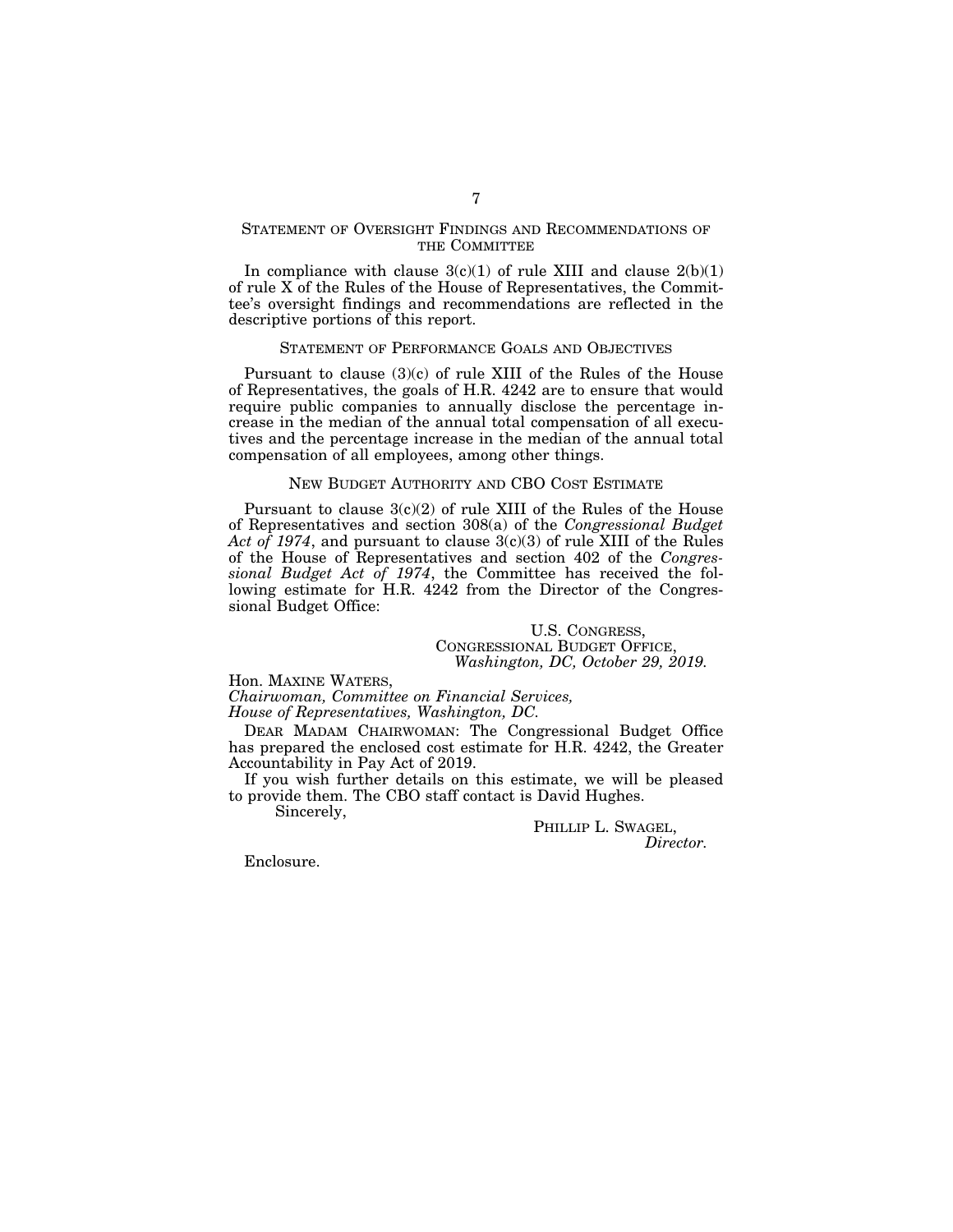## STATEMENT OF OVERSIGHT FINDINGS AND RECOMMENDATIONS OF THE COMMITTEE

In compliance with clause 3(c)(1) of rule XIII and clause 2(b)(1) of rule X of the Rules of the House of Representatives, the Committee's oversight findings and recommendations are reflected in the descriptive portions of this report.

## STATEMENT OF PERFORMANCE GOALS AND OBJECTIVES

Pursuant to clause (3)(c) of rule XIII of the Rules of the House of Representatives, the goals of H.R. 4242 are to ensure that would require public companies to annually disclose the percentage increase in the median of the annual total compensation of all executives and the percentage increase in the median of the annual total compensation of all employees, among other things.

## NEW BUDGET AUTHORITY AND CBO COST ESTIMATE

Pursuant to clause 3(c)(2) of rule XIII of the Rules of the House of Representatives and section 308(a) of the *Congressional Budget Act of 1974*, and pursuant to clause 3(c)(3) of rule XIII of the Rules of the House of Representatives and section 402 of the *Congressional Budget Act of 1974*, the Committee has received the following estimate for H.R. 4242 from the Director of the Congressional Budget Office:

U.S. CONGRESS,
CONGRESSIONAL BUDGET OFFICE,
*Washington, DC, October 29, 2019.*

Hon. MAXINE WATERS,
*Chairwoman, Committee on Financial Services,*
*House of Representatives, Washington, DC.*

DEAR MADAM CHAIRWOMAN: The Congressional Budget Office has prepared the enclosed cost estimate for H.R. 4242, the Greater Accountability in Pay Act of 2019.

If you wish further details on this estimate, we will be pleased to provide them. The CBO staff contact is David Hughes.

Sincerely,

PHILLIP L. SWAGEL,
*Director.*

Enclosure.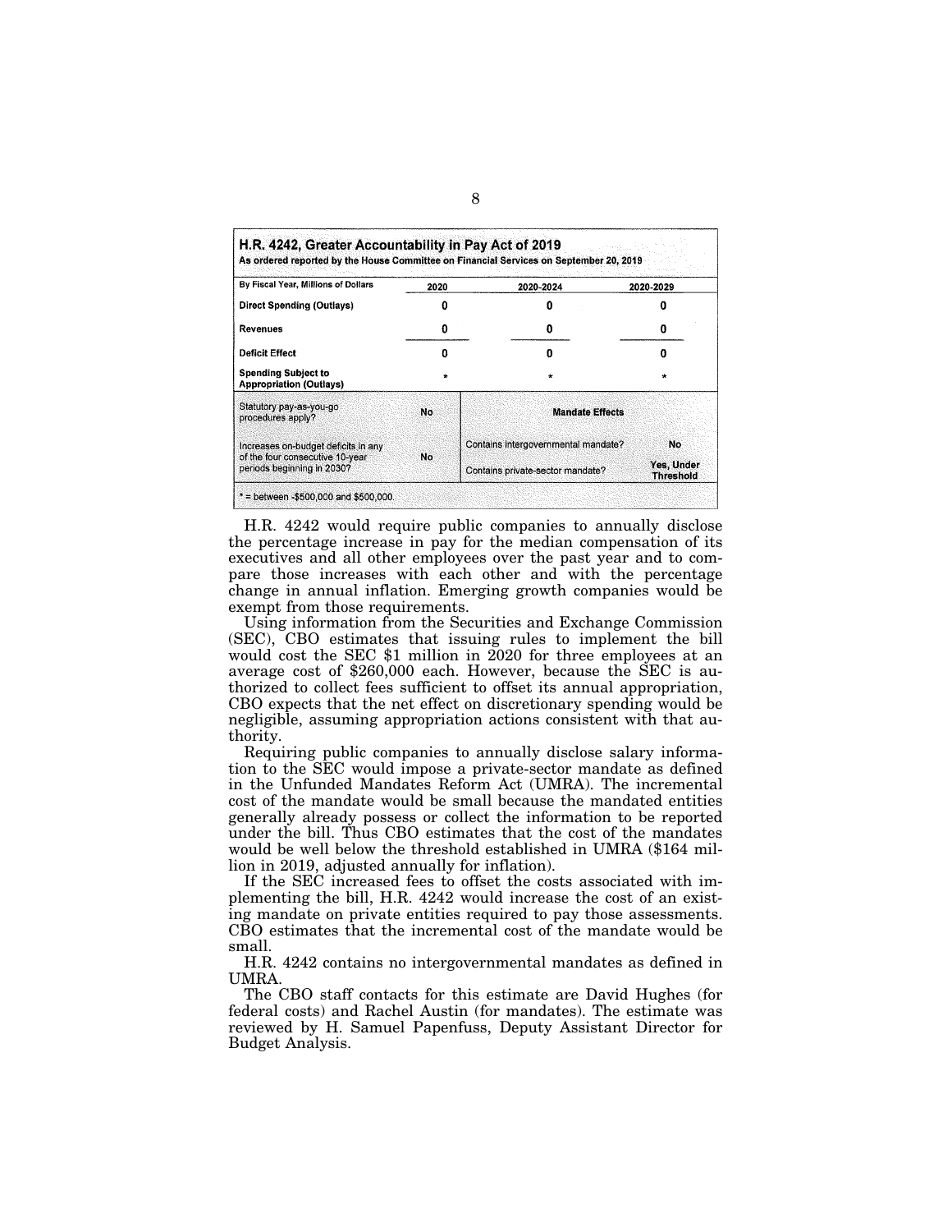**H.R. 4242, Greater Accountability in Pay Act of 2019**
**As ordered reported by the House Committee on Financial Services on September 20, 2019**

| By Fiscal Year, Millions of Dollars | 2020 | 2020-2024 | 2020-2029 |
|---|---|---|---|
| Direct Spending (Outlays) | 0 | 0 | 0 |
| Revenues | 0 | 0 | 0 |
| Deficit Effect | 0 | 0 | 0 |
| Spending Subject to Appropriation (Outlays) | * | * | * |

| | | Mandate Effects | |
|---|---|---|---|
| Statutory pay-as-you-go procedures apply? | No | | |
| Increases on-budget deficits in any of the four consecutive 10-year periods beginning in 2030? | No | Contains intergovernmental mandate? | No |
| | | Contains private-sector mandate? | Yes, Under Threshold |

* = between -$500,000 and $500,000.

H.R. 4242 would require public companies to annually disclose the percentage increase in pay for the median compensation of its executives and all other employees over the past year and to compare those increases with each other and with the percentage change in annual inflation. Emerging growth companies would be exempt from those requirements.

Using information from the Securities and Exchange Commission (SEC), CBO estimates that issuing rules to implement the bill would cost the SEC $1 million in 2020 for three employees at an average cost of $260,000 each. However, because the SEC is authorized to collect fees sufficient to offset its annual appropriation, CBO expects that the net effect on discretionary spending would be negligible, assuming appropriation actions consistent with that authority.

Requiring public companies to annually disclose salary information to the SEC would impose a private-sector mandate as defined in the Unfunded Mandates Reform Act (UMRA). The incremental cost of the mandate would be small because the mandated entities generally already possess or collect the information to be reported under the bill. Thus CBO estimates that the cost of the mandates would be well below the threshold established in UMRA ($164 million in 2019, adjusted annually for inflation).

If the SEC increased fees to offset the costs associated with implementing the bill, H.R. 4242 would increase the cost of an existing mandate on private entities required to pay those assessments. CBO estimates that the incremental cost of the mandate would be small.

H.R. 4242 contains no intergovernmental mandates as defined in UMRA.

The CBO staff contacts for this estimate are David Hughes (for federal costs) and Rachel Austin (for mandates). The estimate was reviewed by H. Samuel Papenfuss, Deputy Assistant Director for Budget Analysis.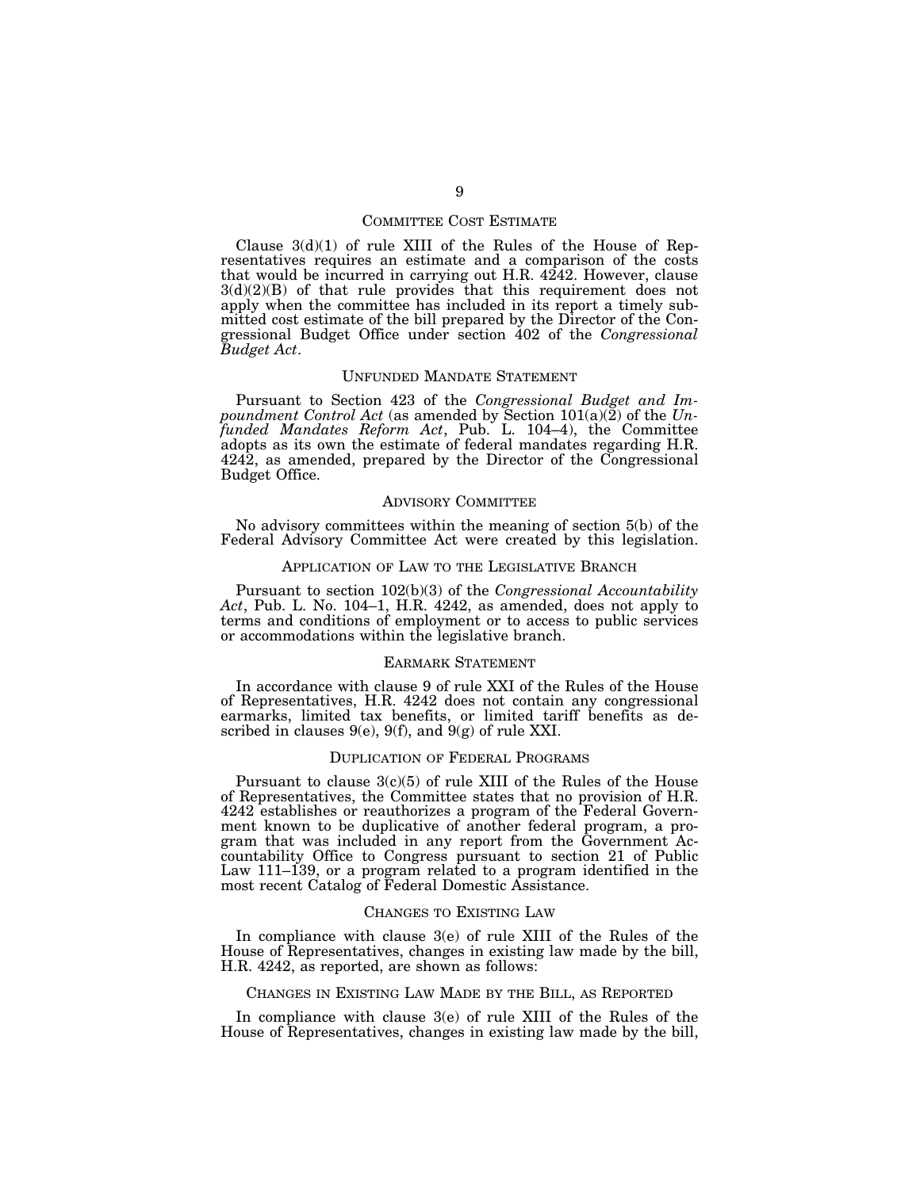## COMMITTEE COST ESTIMATE

Clause 3(d)(1) of rule XIII of the Rules of the House of Representatives requires an estimate and a comparison of the costs that would be incurred in carrying out H.R. 4242. However, clause 3(d)(2)(B) of that rule provides that this requirement does not apply when the committee has included in its report a timely submitted cost estimate of the bill prepared by the Director of the Congressional Budget Office under section 402 of the *Congressional Budget Act*.

## UNFUNDED MANDATE STATEMENT

Pursuant to Section 423 of the *Congressional Budget and Impoundment Control Act* (as amended by Section 101(a)(2) of the *Unfunded Mandates Reform Act*, Pub. L. 104–4), the Committee adopts as its own the estimate of federal mandates regarding H.R. 4242, as amended, prepared by the Director of the Congressional Budget Office.

## ADVISORY COMMITTEE

No advisory committees within the meaning of section 5(b) of the Federal Advisory Committee Act were created by this legislation.

## APPLICATION OF LAW TO THE LEGISLATIVE BRANCH

Pursuant to section 102(b)(3) of the *Congressional Accountability Act*, Pub. L. No. 104–1, H.R. 4242, as amended, does not apply to terms and conditions of employment or to access to public services or accommodations within the legislative branch.

## EARMARK STATEMENT

In accordance with clause 9 of rule XXI of the Rules of the House of Representatives, H.R. 4242 does not contain any congressional earmarks, limited tax benefits, or limited tariff benefits as described in clauses 9(e), 9(f), and 9(g) of rule XXI.

## DUPLICATION OF FEDERAL PROGRAMS

Pursuant to clause 3(c)(5) of rule XIII of the Rules of the House of Representatives, the Committee states that no provision of H.R. 4242 establishes or reauthorizes a program of the Federal Government known to be duplicative of another federal program, a program that was included in any report from the Government Accountability Office to Congress pursuant to section 21 of Public Law 111–139, or a program related to a program identified in the most recent Catalog of Federal Domestic Assistance.

## CHANGES TO EXISTING LAW

In compliance with clause 3(e) of rule XIII of the Rules of the House of Representatives, changes in existing law made by the bill, H.R. 4242, as reported, are shown as follows:

## CHANGES IN EXISTING LAW MADE BY THE BILL, AS REPORTED

In compliance with clause 3(e) of rule XIII of the Rules of the House of Representatives, changes in existing law made by the bill,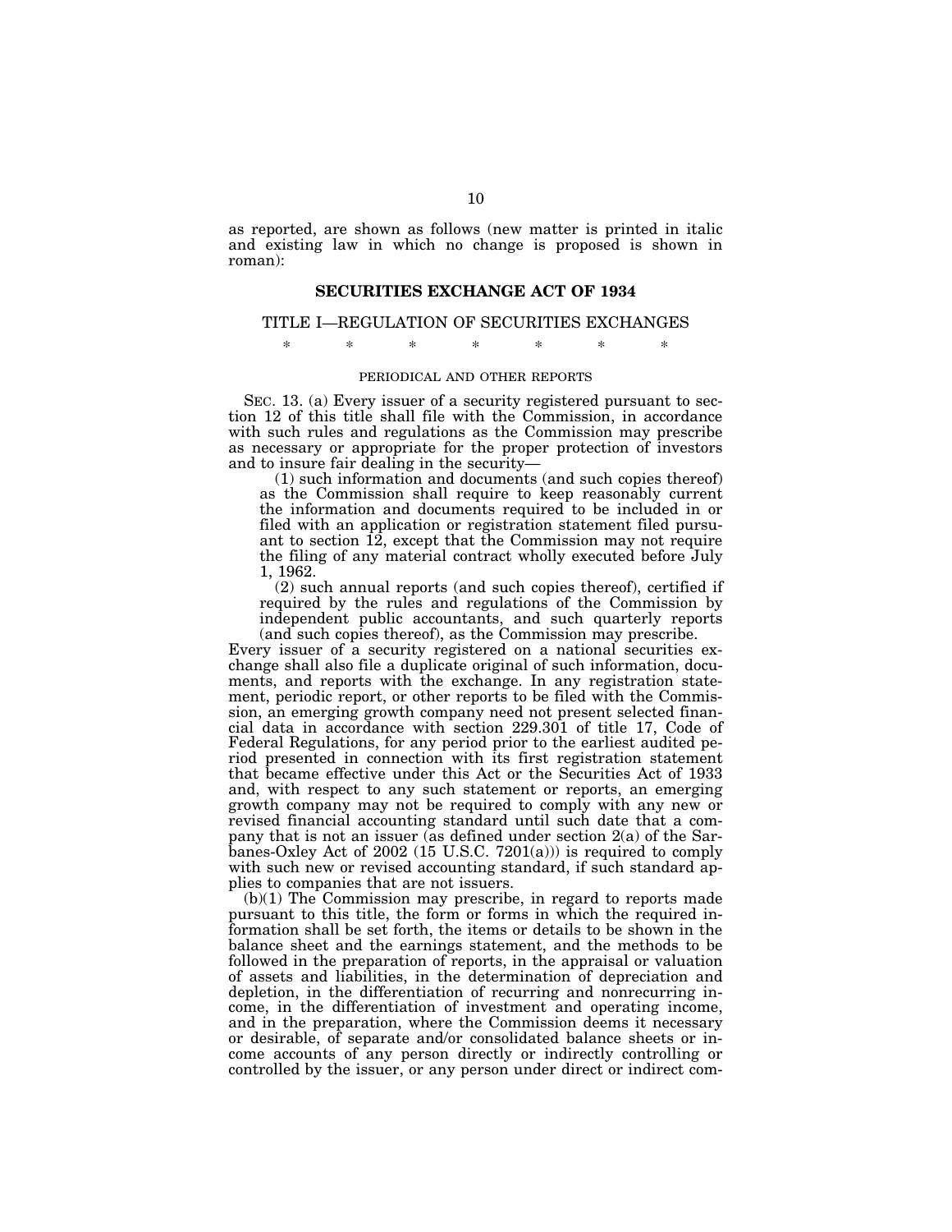as reported, are shown as follows (new matter is printed in italic and existing law in which no change is proposed is shown in roman):

## SECURITIES EXCHANGE ACT OF 1934

### TITLE I—REGULATION OF SECURITIES EXCHANGES

\* \* \* \* \* \* \*

#### PERIODICAL AND OTHER REPORTS

SEC. 13. (a) Every issuer of a security registered pursuant to section 12 of this title shall file with the Commission, in accordance with such rules and regulations as the Commission may prescribe as necessary or appropriate for the proper protection of investors and to insure fair dealing in the security—

(1) such information and documents (and such copies thereof) as the Commission shall require to keep reasonably current the information and documents required to be included in or filed with an application or registration statement filed pursuant to section 12, except that the Commission may not require the filing of any material contract wholly executed before July 1, 1962.

(2) such annual reports (and such copies thereof), certified if required by the rules and regulations of the Commission by independent public accountants, and such quarterly reports (and such copies thereof), as the Commission may prescribe.

Every issuer of a security registered on a national securities exchange shall also file a duplicate original of such information, documents, and reports with the exchange. In any registration statement, periodic report, or other reports to be filed with the Commission, an emerging growth company need not present selected financial data in accordance with section 229.301 of title 17, Code of Federal Regulations, for any period prior to the earliest audited period presented in connection with its first registration statement that became effective under this Act or the Securities Act of 1933 and, with respect to any such statement or reports, an emerging growth company may not be required to comply with any new or revised financial accounting standard until such date that a company that is not an issuer (as defined under section 2(a) of the Sarbanes-Oxley Act of 2002 (15 U.S.C. 7201(a))) is required to comply with such new or revised accounting standard, if such standard applies to companies that are not issuers.

(b)(1) The Commission may prescribe, in regard to reports made pursuant to this title, the form or forms in which the required information shall be set forth, the items or details to be shown in the balance sheet and the earnings statement, and the methods to be followed in the preparation of reports, in the appraisal or valuation of assets and liabilities, in the determination of depreciation and depletion, in the differentiation of recurring and nonrecurring income, in the differentiation of investment and operating income, and in the preparation, where the Commission deems it necessary or desirable, of separate and/or consolidated balance sheets or income accounts of any person directly or indirectly controlling or controlled by the issuer, or any person under direct or indirect com-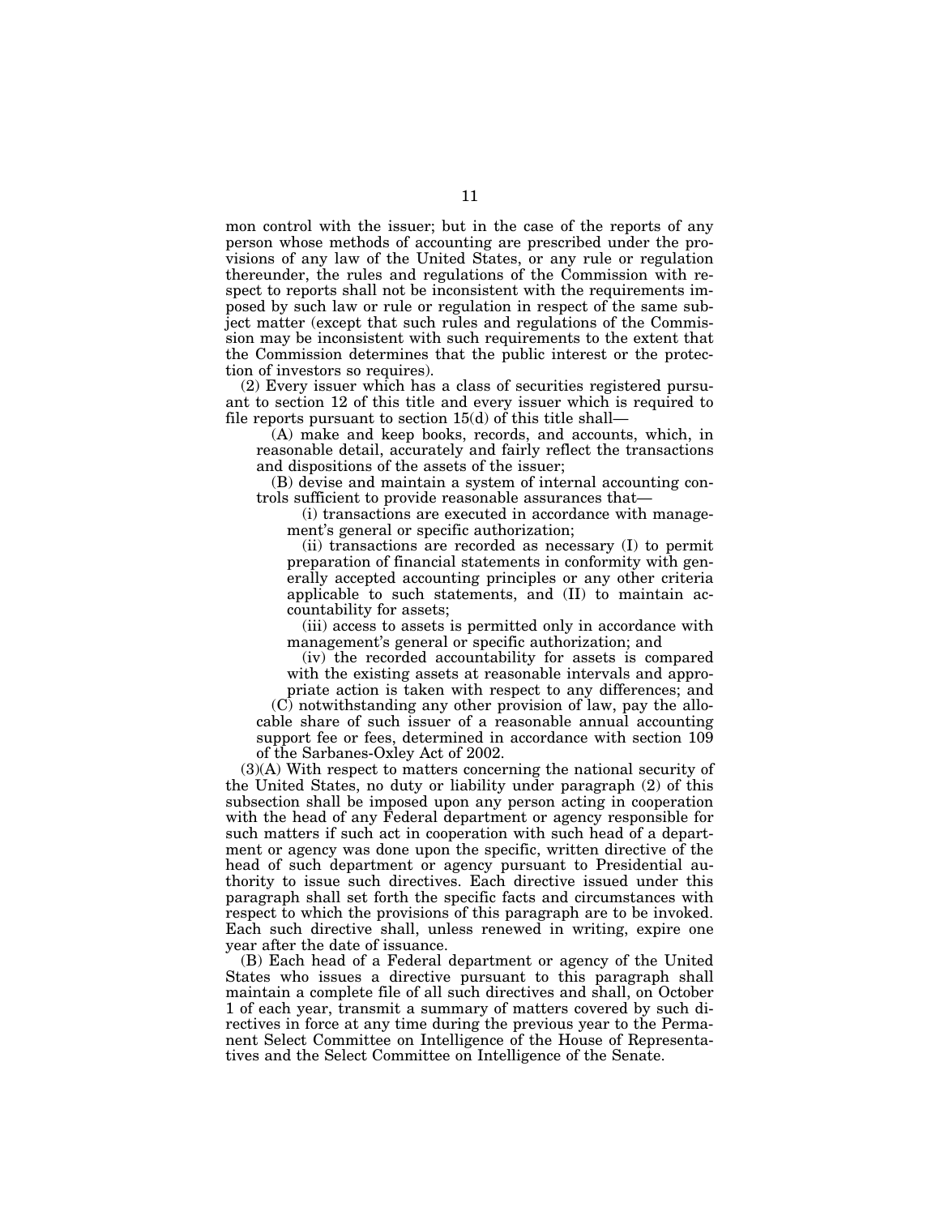mon control with the issuer; but in the case of the reports of any person whose methods of accounting are prescribed under the provisions of any law of the United States, or any rule or regulation thereunder, the rules and regulations of the Commission with respect to reports shall not be inconsistent with the requirements imposed by such law or rule or regulation in respect of the same subject matter (except that such rules and regulations of the Commission may be inconsistent with such requirements to the extent that the Commission determines that the public interest or the protection of investors so requires).

(2) Every issuer which has a class of securities registered pursuant to section 12 of this title and every issuer which is required to file reports pursuant to section 15(d) of this title shall—

(A) make and keep books, records, and accounts, which, in reasonable detail, accurately and fairly reflect the transactions and dispositions of the assets of the issuer;

(B) devise and maintain a system of internal accounting controls sufficient to provide reasonable assurances that—

(i) transactions are executed in accordance with management's general or specific authorization;

(ii) transactions are recorded as necessary (I) to permit preparation of financial statements in conformity with generally accepted accounting principles or any other criteria applicable to such statements, and (II) to maintain accountability for assets;

(iii) access to assets is permitted only in accordance with management's general or specific authorization; and

(iv) the recorded accountability for assets is compared with the existing assets at reasonable intervals and appropriate action is taken with respect to any differences; and

(C) notwithstanding any other provision of law, pay the allocable share of such issuer of a reasonable annual accounting support fee or fees, determined in accordance with section 109 of the Sarbanes-Oxley Act of 2002.

(3)(A) With respect to matters concerning the national security of the United States, no duty or liability under paragraph (2) of this subsection shall be imposed upon any person acting in cooperation with the head of any Federal department or agency responsible for such matters if such act in cooperation with such head of a department or agency was done upon the specific, written directive of the head of such department or agency pursuant to Presidential authority to issue such directives. Each directive issued under this paragraph shall set forth the specific facts and circumstances with respect to which the provisions of this paragraph are to be invoked. Each such directive shall, unless renewed in writing, expire one year after the date of issuance.

(B) Each head of a Federal department or agency of the United States who issues a directive pursuant to this paragraph shall maintain a complete file of all such directives and shall, on October 1 of each year, transmit a summary of matters covered by such directives in force at any time during the previous year to the Permanent Select Committee on Intelligence of the House of Representatives and the Select Committee on Intelligence of the Senate.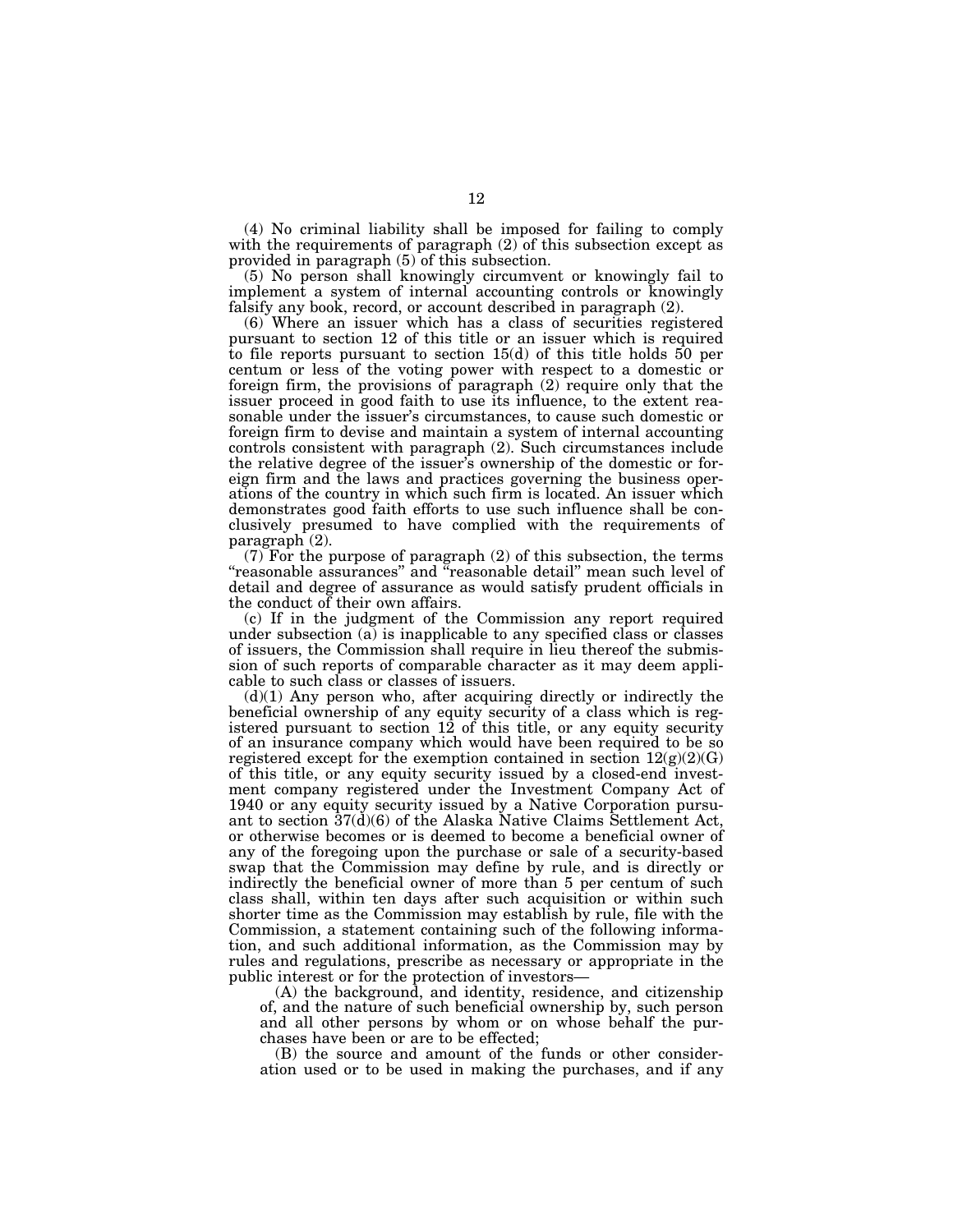(4) No criminal liability shall be imposed for failing to comply with the requirements of paragraph (2) of this subsection except as provided in paragraph (5) of this subsection.

(5) No person shall knowingly circumvent or knowingly fail to implement a system of internal accounting controls or knowingly falsify any book, record, or account described in paragraph (2).

(6) Where an issuer which has a class of securities registered pursuant to section 12 of this title or an issuer which is required to file reports pursuant to section 15(d) of this title holds 50 per centum or less of the voting power with respect to a domestic or foreign firm, the provisions of paragraph (2) require only that the issuer proceed in good faith to use its influence, to the extent reasonable under the issuer's circumstances, to cause such domestic or foreign firm to devise and maintain a system of internal accounting controls consistent with paragraph (2). Such circumstances include the relative degree of the issuer's ownership of the domestic or foreign firm and the laws and practices governing the business operations of the country in which such firm is located. An issuer which demonstrates good faith efforts to use such influence shall be conclusively presumed to have complied with the requirements of paragraph (2).

(7) For the purpose of paragraph (2) of this subsection, the terms "reasonable assurances" and "reasonable detail" mean such level of detail and degree of assurance as would satisfy prudent officials in the conduct of their own affairs.

(c) If in the judgment of the Commission any report required under subsection (a) is inapplicable to any specified class or classes of issuers, the Commission shall require in lieu thereof the submission of such reports of comparable character as it may deem applicable to such class or classes of issuers.

(d)(1) Any person who, after acquiring directly or indirectly the beneficial ownership of any equity security of a class which is registered pursuant to section 12 of this title, or any equity security of an insurance company which would have been required to be so registered except for the exemption contained in section 12(g)(2)(G) of this title, or any equity security issued by a closed-end investment company registered under the Investment Company Act of 1940 or any equity security issued by a Native Corporation pursuant to section 37(d)(6) of the Alaska Native Claims Settlement Act, or otherwise becomes or is deemed to become a beneficial owner of any of the foregoing upon the purchase or sale of a security-based swap that the Commission may define by rule, and is directly or indirectly the beneficial owner of more than 5 per centum of such class shall, within ten days after such acquisition or within such shorter time as the Commission may establish by rule, file with the Commission, a statement containing such of the following information, and such additional information, as the Commission may by rules and regulations, prescribe as necessary or appropriate in the public interest or for the protection of investors—

(A) the background, and identity, residence, and citizenship of, and the nature of such beneficial ownership by, such person and all other persons by whom or on whose behalf the purchases have been or are to be effected;

(B) the source and amount of the funds or other consideration used or to be used in making the purchases, and if any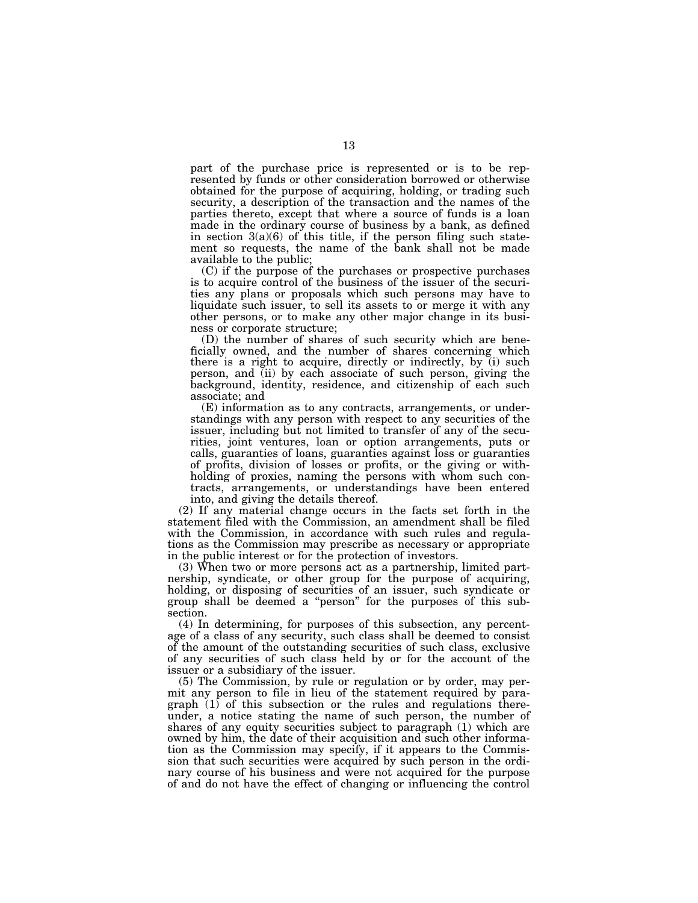part of the purchase price is represented or is to be represented by funds or other consideration borrowed or otherwise obtained for the purpose of acquiring, holding, or trading such security, a description of the transaction and the names of the parties thereto, except that where a source of funds is a loan made in the ordinary course of business by a bank, as defined in section 3(a)(6) of this title, if the person filing such statement so requests, the name of the bank shall not be made available to the public;

(C) if the purpose of the purchases or prospective purchases is to acquire control of the business of the issuer of the securities any plans or proposals which such persons may have to liquidate such issuer, to sell its assets to or merge it with any other persons, or to make any other major change in its business or corporate structure;

(D) the number of shares of such security which are beneficially owned, and the number of shares concerning which there is a right to acquire, directly or indirectly, by (i) such person, and (ii) by each associate of such person, giving the background, identity, residence, and citizenship of each such associate; and

(E) information as to any contracts, arrangements, or understandings with any person with respect to any securities of the issuer, including but not limited to transfer of any of the securities, joint ventures, loan or option arrangements, puts or calls, guaranties of loans, guaranties against loss or guaranties of profits, division of losses or profits, or the giving or withholding of proxies, naming the persons with whom such contracts, arrangements, or understandings have been entered into, and giving the details thereof.

(2) If any material change occurs in the facts set forth in the statement filed with the Commission, an amendment shall be filed with the Commission, in accordance with such rules and regulations as the Commission may prescribe as necessary or appropriate in the public interest or for the protection of investors.

(3) When two or more persons act as a partnership, limited partnership, syndicate, or other group for the purpose of acquiring, holding, or disposing of securities of an issuer, such syndicate or group shall be deemed a "person" for the purposes of this subsection.

(4) In determining, for purposes of this subsection, any percentage of a class of any security, such class shall be deemed to consist of the amount of the outstanding securities of such class, exclusive of any securities of such class held by or for the account of the issuer or a subsidiary of the issuer.

(5) The Commission, by rule or regulation or by order, may permit any person to file in lieu of the statement required by paragraph (1) of this subsection or the rules and regulations thereunder, a notice stating the name of such person, the number of shares of any equity securities subject to paragraph (1) which are owned by him, the date of their acquisition and such other information as the Commission may specify, if it appears to the Commission that such securities were acquired by such person in the ordinary course of his business and were not acquired for the purpose of and do not have the effect of changing or influencing the control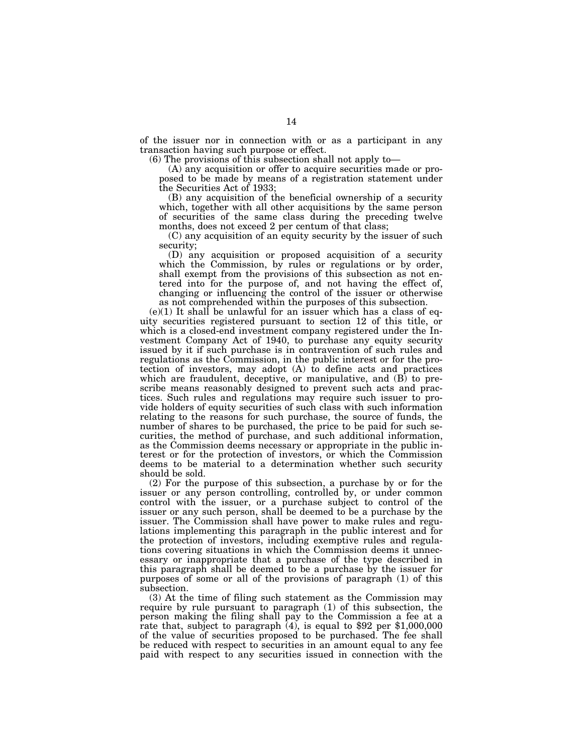of the issuer nor in connection with or as a participant in any transaction having such purpose or effect.

(6) The provisions of this subsection shall not apply to—

(A) any acquisition or offer to acquire securities made or proposed to be made by means of a registration statement under the Securities Act of 1933;

(B) any acquisition of the beneficial ownership of a security which, together with all other acquisitions by the same person of securities of the same class during the preceding twelve months, does not exceed 2 per centum of that class;

(C) any acquisition of an equity security by the issuer of such security;

(D) any acquisition or proposed acquisition of a security which the Commission, by rules or regulations or by order, shall exempt from the provisions of this subsection as not entered into for the purpose of, and not having the effect of, changing or influencing the control of the issuer or otherwise as not comprehended within the purposes of this subsection.

(e)(1) It shall be unlawful for an issuer which has a class of equity securities registered pursuant to section 12 of this title, or which is a closed-end investment company registered under the Investment Company Act of 1940, to purchase any equity security issued by it if such purchase is in contravention of such rules and regulations as the Commission, in the public interest or for the protection of investors, may adopt (A) to define acts and practices which are fraudulent, deceptive, or manipulative, and (B) to prescribe means reasonably designed to prevent such acts and practices. Such rules and regulations may require such issuer to provide holders of equity securities of such class with such information relating to the reasons for such purchase, the source of funds, the number of shares to be purchased, the price to be paid for such securities, the method of purchase, and such additional information, as the Commission deems necessary or appropriate in the public interest or for the protection of investors, or which the Commission deems to be material to a determination whether such security should be sold.

(2) For the purpose of this subsection, a purchase by or for the issuer or any person controlling, controlled by, or under common control with the issuer, or a purchase subject to control of the issuer or any such person, shall be deemed to be a purchase by the issuer. The Commission shall have power to make rules and regulations implementing this paragraph in the public interest and for the protection of investors, including exemptive rules and regulations covering situations in which the Commission deems it unnecessary or inappropriate that a purchase of the type described in this paragraph shall be deemed to be a purchase by the issuer for purposes of some or all of the provisions of paragraph (1) of this subsection.

(3) At the time of filing such statement as the Commission may require by rule pursuant to paragraph (1) of this subsection, the person making the filing shall pay to the Commission a fee at a rate that, subject to paragraph (4), is equal to $92 per $1,000,000 of the value of securities proposed to be purchased. The fee shall be reduced with respect to securities in an amount equal to any fee paid with respect to any securities issued in connection with the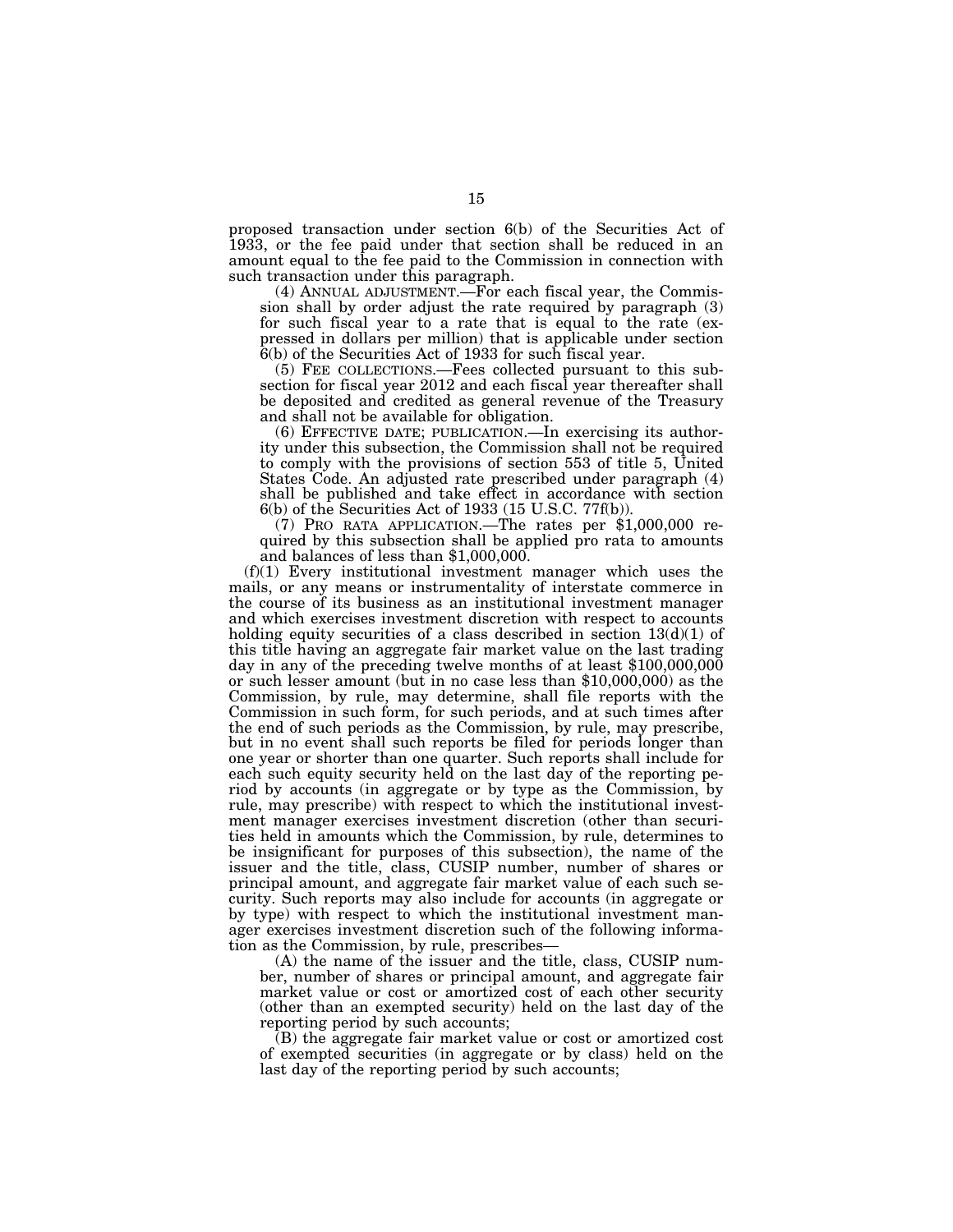proposed transaction under section 6(b) of the Securities Act of 1933, or the fee paid under that section shall be reduced in an amount equal to the fee paid to the Commission in connection with such transaction under this paragraph.

(4) ANNUAL ADJUSTMENT.—For each fiscal year, the Commission shall by order adjust the rate required by paragraph (3) for such fiscal year to a rate that is equal to the rate (expressed in dollars per million) that is applicable under section 6(b) of the Securities Act of 1933 for such fiscal year.

(5) FEE COLLECTIONS.—Fees collected pursuant to this subsection for fiscal year 2012 and each fiscal year thereafter shall be deposited and credited as general revenue of the Treasury and shall not be available for obligation.

(6) EFFECTIVE DATE; PUBLICATION.—In exercising its authority under this subsection, the Commission shall not be required to comply with the provisions of section 553 of title 5, United States Code. An adjusted rate prescribed under paragraph (4) shall be published and take effect in accordance with section 6(b) of the Securities Act of 1933 (15 U.S.C. 77f(b)).

(7) PRO RATA APPLICATION.—The rates per $1,000,000 required by this subsection shall be applied pro rata to amounts and balances of less than $1,000,000.

(f)(1) Every institutional investment manager which uses the mails, or any means or instrumentality of interstate commerce in the course of its business as an institutional investment manager and which exercises investment discretion with respect to accounts holding equity securities of a class described in section 13(d)(1) of this title having an aggregate fair market value on the last trading day in any of the preceding twelve months of at least $100,000,000 or such lesser amount (but in no case less than $10,000,000) as the Commission, by rule, may determine, shall file reports with the Commission in such form, for such periods, and at such times after the end of such periods as the Commission, by rule, may prescribe, but in no event shall such reports be filed for periods longer than one year or shorter than one quarter. Such reports shall include for each such equity security held on the last day of the reporting period by accounts (in aggregate or by type as the Commission, by rule, may prescribe) with respect to which the institutional investment manager exercises investment discretion (other than securities held in amounts which the Commission, by rule, determines to be insignificant for purposes of this subsection), the name of the issuer and the title, class, CUSIP number, number of shares or principal amount, and aggregate fair market value of each such security. Such reports may also include for accounts (in aggregate or by type) with respect to which the institutional investment manager exercises investment discretion such of the following information as the Commission, by rule, prescribes—

(A) the name of the issuer and the title, class, CUSIP number, number of shares or principal amount, and aggregate fair market value or cost or amortized cost of each other security (other than an exempted security) held on the last day of the reporting period by such accounts;

(B) the aggregate fair market value or cost or amortized cost of exempted securities (in aggregate or by class) held on the last day of the reporting period by such accounts;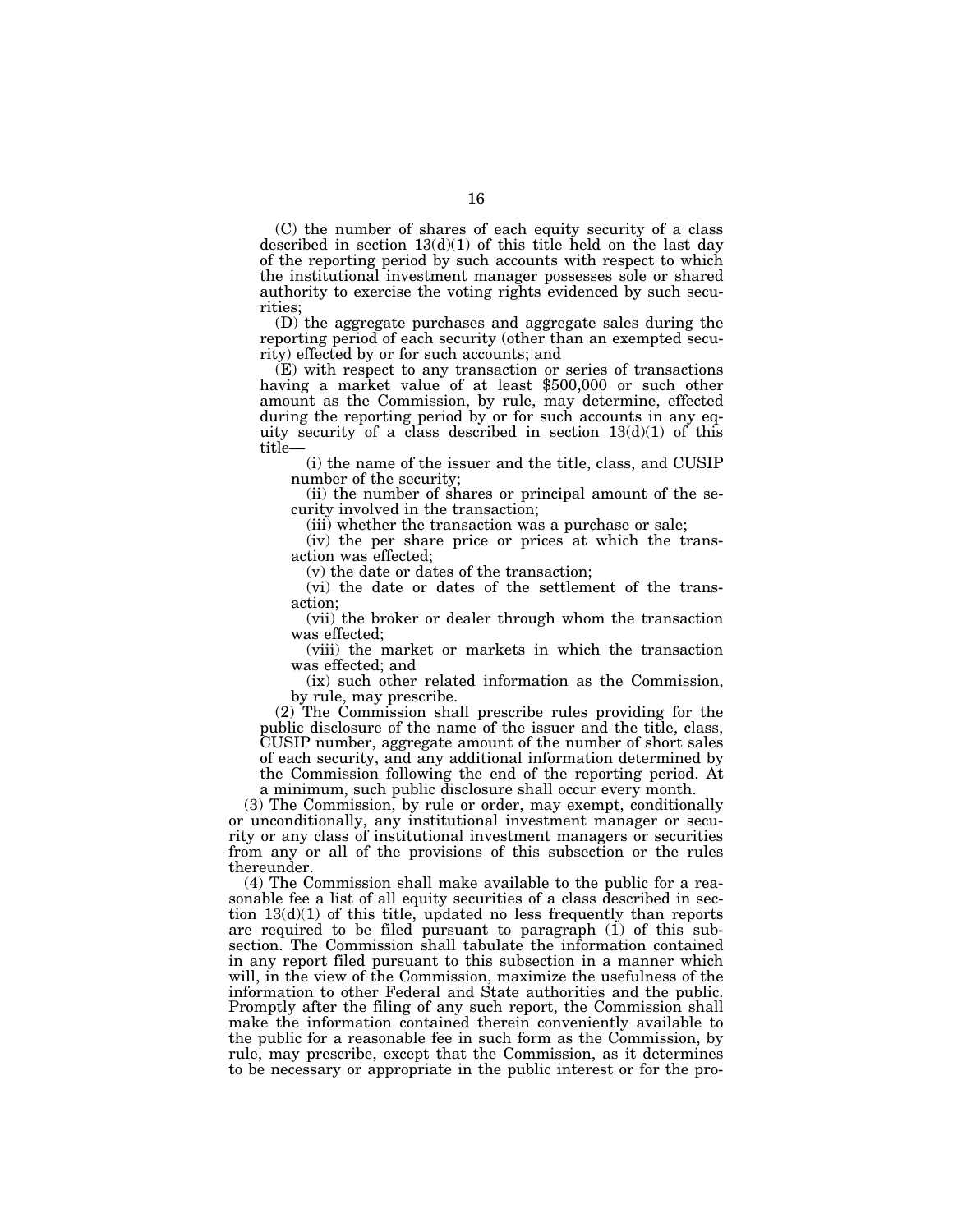(C) the number of shares of each equity security of a class described in section 13(d)(1) of this title held on the last day of the reporting period by such accounts with respect to which the institutional investment manager possesses sole or shared authority to exercise the voting rights evidenced by such securities;

(D) the aggregate purchases and aggregate sales during the reporting period of each security (other than an exempted security) effected by or for such accounts; and

(E) with respect to any transaction or series of transactions having a market value of at least $500,000 or such other amount as the Commission, by rule, may determine, effected during the reporting period by or for such accounts in any equity security of a class described in section 13(d)(1) of this title—

(i) the name of the issuer and the title, class, and CUSIP number of the security;

(ii) the number of shares or principal amount of the security involved in the transaction;

(iii) whether the transaction was a purchase or sale;

(iv) the per share price or prices at which the transaction was effected;

(v) the date or dates of the transaction;

(vi) the date or dates of the settlement of the transaction;

(vii) the broker or dealer through whom the transaction was effected;

(viii) the market or markets in which the transaction was effected; and

(ix) such other related information as the Commission, by rule, may prescribe.

(2) The Commission shall prescribe rules providing for the public disclosure of the name of the issuer and the title, class, CUSIP number, aggregate amount of the number of short sales of each security, and any additional information determined by the Commission following the end of the reporting period. At a minimum, such public disclosure shall occur every month.

(3) The Commission, by rule or order, may exempt, conditionally or unconditionally, any institutional investment manager or security or any class of institutional investment managers or securities from any or all of the provisions of this subsection or the rules thereunder.

(4) The Commission shall make available to the public for a reasonable fee a list of all equity securities of a class described in section 13(d)(1) of this title, updated no less frequently than reports are required to be filed pursuant to paragraph (1) of this subsection. The Commission shall tabulate the information contained in any report filed pursuant to this subsection in a manner which will, in the view of the Commission, maximize the usefulness of the information to other Federal and State authorities and the public. Promptly after the filing of any such report, the Commission shall make the information contained therein conveniently available to the public for a reasonable fee in such form as the Commission, by rule, may prescribe, except that the Commission, as it determines to be necessary or appropriate in the public interest or for the pro-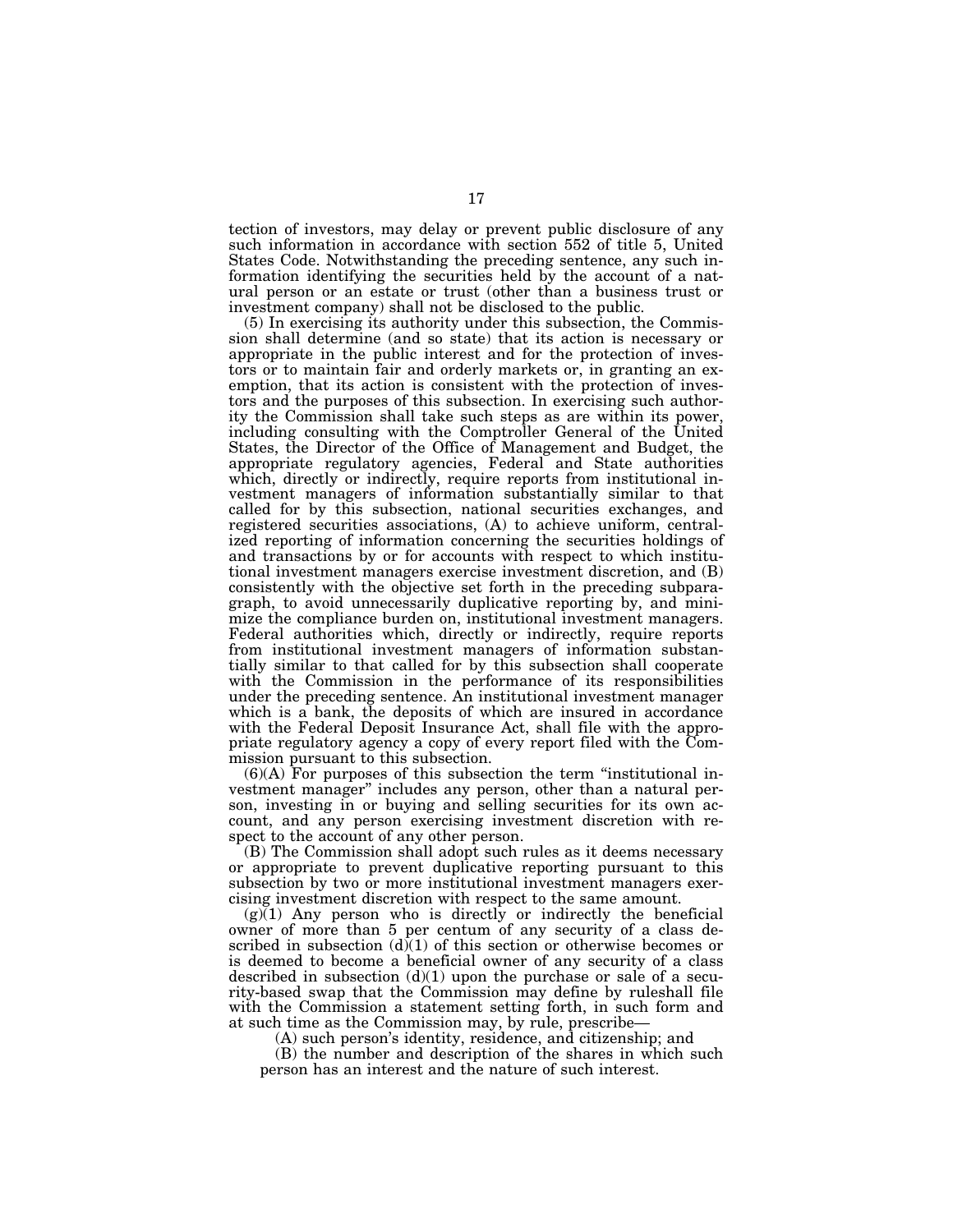tection of investors, may delay or prevent public disclosure of any such information in accordance with section 552 of title 5, United States Code. Notwithstanding the preceding sentence, any such information identifying the securities held by the account of a natural person or an estate or trust (other than a business trust or investment company) shall not be disclosed to the public.

(5) In exercising its authority under this subsection, the Commission shall determine (and so state) that its action is necessary or appropriate in the public interest and for the protection of investors or to maintain fair and orderly markets or, in granting an exemption, that its action is consistent with the protection of investors and the purposes of this subsection. In exercising such authority the Commission shall take such steps as are within its power, including consulting with the Comptroller General of the United States, the Director of the Office of Management and Budget, the appropriate regulatory agencies, Federal and State authorities which, directly or indirectly, require reports from institutional investment managers of information substantially similar to that called for by this subsection, national securities exchanges, and registered securities associations, (A) to achieve uniform, centralized reporting of information concerning the securities holdings of and transactions by or for accounts with respect to which institutional investment managers exercise investment discretion, and (B) consistently with the objective set forth in the preceding subparagraph, to avoid unnecessarily duplicative reporting by, and minimize the compliance burden on, institutional investment managers. Federal authorities which, directly or indirectly, require reports from institutional investment managers of information substantially similar to that called for by this subsection shall cooperate with the Commission in the performance of its responsibilities under the preceding sentence. An institutional investment manager which is a bank, the deposits of which are insured in accordance with the Federal Deposit Insurance Act, shall file with the appropriate regulatory agency a copy of every report filed with the Commission pursuant to this subsection.

(6)(A) For purposes of this subsection the term "institutional investment manager" includes any person, other than a natural person, investing in or buying and selling securities for its own account, and any person exercising investment discretion with respect to the account of any other person.

(B) The Commission shall adopt such rules as it deems necessary or appropriate to prevent duplicative reporting pursuant to this subsection by two or more institutional investment managers exercising investment discretion with respect to the same amount.

(g)(1) Any person who is directly or indirectly the beneficial owner of more than 5 per centum of any security of a class described in subsection (d)(1) of this section or otherwise becomes or is deemed to become a beneficial owner of any security of a class described in subsection (d)(1) upon the purchase or sale of a security-based swap that the Commission may define by ruleshall file with the Commission a statement setting forth, in such form and at such time as the Commission may, by rule, prescribe—

(A) such person's identity, residence, and citizenship; and

(B) the number and description of the shares in which such person has an interest and the nature of such interest.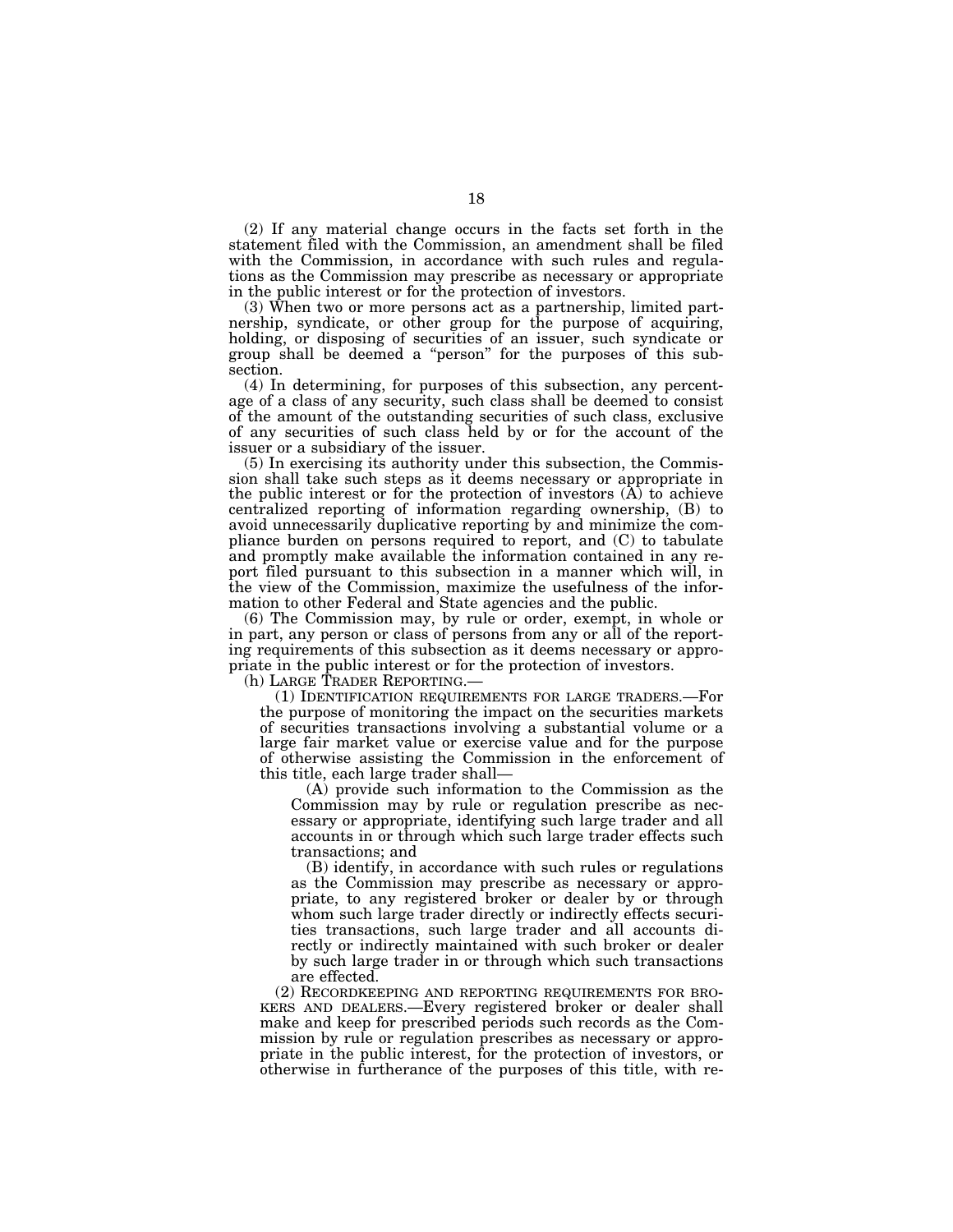(2) If any material change occurs in the facts set forth in the statement filed with the Commission, an amendment shall be filed with the Commission, in accordance with such rules and regulations as the Commission may prescribe as necessary or appropriate in the public interest or for the protection of investors.

(3) When two or more persons act as a partnership, limited partnership, syndicate, or other group for the purpose of acquiring, holding, or disposing of securities of an issuer, such syndicate or group shall be deemed a "person" for the purposes of this subsection.

(4) In determining, for purposes of this subsection, any percentage of a class of any security, such class shall be deemed to consist of the amount of the outstanding securities of such class, exclusive of any securities of such class held by or for the account of the issuer or a subsidiary of the issuer.

(5) In exercising its authority under this subsection, the Commission shall take such steps as it deems necessary or appropriate in the public interest or for the protection of investors (A) to achieve centralized reporting of information regarding ownership, (B) to avoid unnecessarily duplicative reporting by and minimize the compliance burden on persons required to report, and (C) to tabulate and promptly make available the information contained in any report filed pursuant to this subsection in a manner which will, in the view of the Commission, maximize the usefulness of the information to other Federal and State agencies and the public.

(6) The Commission may, by rule or order, exempt, in whole or in part, any person or class of persons from any or all of the reporting requirements of this subsection as it deems necessary or appropriate in the public interest or for the protection of investors.

(h) LARGE TRADER REPORTING.—

(1) IDENTIFICATION REQUIREMENTS FOR LARGE TRADERS.—For the purpose of monitoring the impact on the securities markets of securities transactions involving a substantial volume or a large fair market value or exercise value and for the purpose of otherwise assisting the Commission in the enforcement of this title, each large trader shall—

(A) provide such information to the Commission as the Commission may by rule or regulation prescribe as necessary or appropriate, identifying such large trader and all accounts in or through which such large trader effects such transactions; and

(B) identify, in accordance with such rules or regulations as the Commission may prescribe as necessary or appropriate, to any registered broker or dealer by or through whom such large trader directly or indirectly effects securities transactions, such large trader and all accounts directly or indirectly maintained with such broker or dealer by such large trader in or through which such transactions are effected.

(2) RECORDKEEPING AND REPORTING REQUIREMENTS FOR BROKERS AND DEALERS.—Every registered broker or dealer shall make and keep for prescribed periods such records as the Commission by rule or regulation prescribes as necessary or appropriate in the public interest, for the protection of investors, or otherwise in furtherance of the purposes of this title, with re-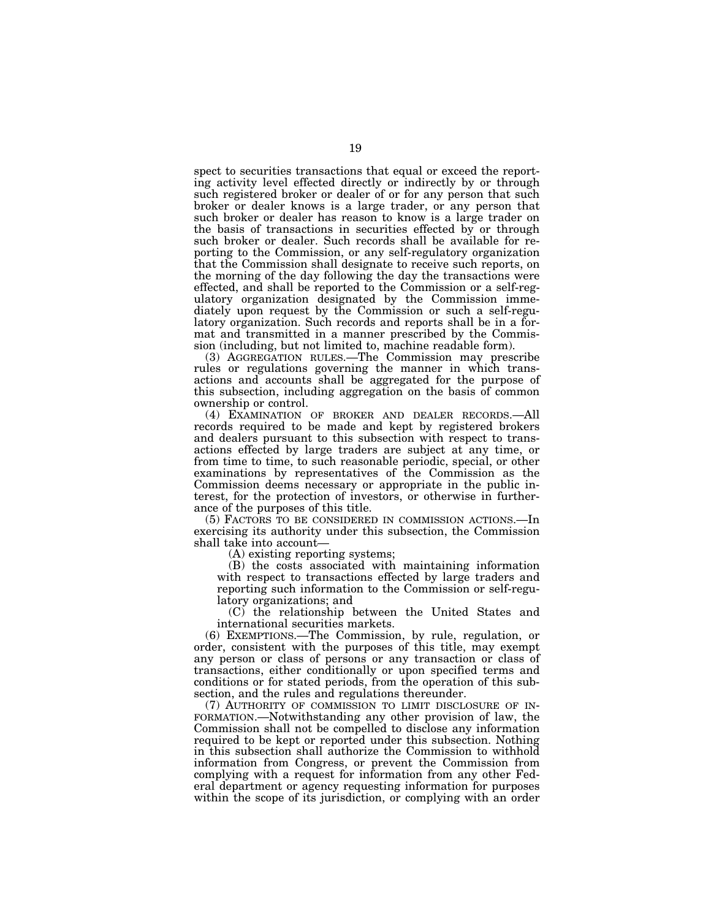spect to securities transactions that equal or exceed the reporting activity level effected directly or indirectly by or through such registered broker or dealer of or for any person that such broker or dealer knows is a large trader, or any person that such broker or dealer has reason to know is a large trader on the basis of transactions in securities effected by or through such broker or dealer. Such records shall be available for reporting to the Commission, or any self-regulatory organization that the Commission shall designate to receive such reports, on the morning of the day following the day the transactions were effected, and shall be reported to the Commission or a self-regulatory organization designated by the Commission immediately upon request by the Commission or such a self-regulatory organization. Such records and reports shall be in a format and transmitted in a manner prescribed by the Commission (including, but not limited to, machine readable form).

(3) AGGREGATION RULES.—The Commission may prescribe rules or regulations governing the manner in which transactions and accounts shall be aggregated for the purpose of this subsection, including aggregation on the basis of common ownership or control.

(4) EXAMINATION OF BROKER AND DEALER RECORDS.—All records required to be made and kept by registered brokers and dealers pursuant to this subsection with respect to transactions effected by large traders are subject at any time, or from time to time, to such reasonable periodic, special, or other examinations by representatives of the Commission as the Commission deems necessary or appropriate in the public interest, for the protection of investors, or otherwise in furtherance of the purposes of this title.

(5) FACTORS TO BE CONSIDERED IN COMMISSION ACTIONS.—In exercising its authority under this subsection, the Commission shall take into account—

(A) existing reporting systems;

(B) the costs associated with maintaining information with respect to transactions effected by large traders and reporting such information to the Commission or self-regulatory organizations; and

(C) the relationship between the United States and international securities markets.

(6) EXEMPTIONS.—The Commission, by rule, regulation, or order, consistent with the purposes of this title, may exempt any person or class of persons or any transaction or class of transactions, either conditionally or upon specified terms and conditions or for stated periods, from the operation of this subsection, and the rules and regulations thereunder.

(7) AUTHORITY OF COMMISSION TO LIMIT DISCLOSURE OF INFORMATION.—Notwithstanding any other provision of law, the Commission shall not be compelled to disclose any information required to be kept or reported under this subsection. Nothing in this subsection shall authorize the Commission to withhold information from Congress, or prevent the Commission from complying with a request for information from any other Federal department or agency requesting information for purposes within the scope of its jurisdiction, or complying with an order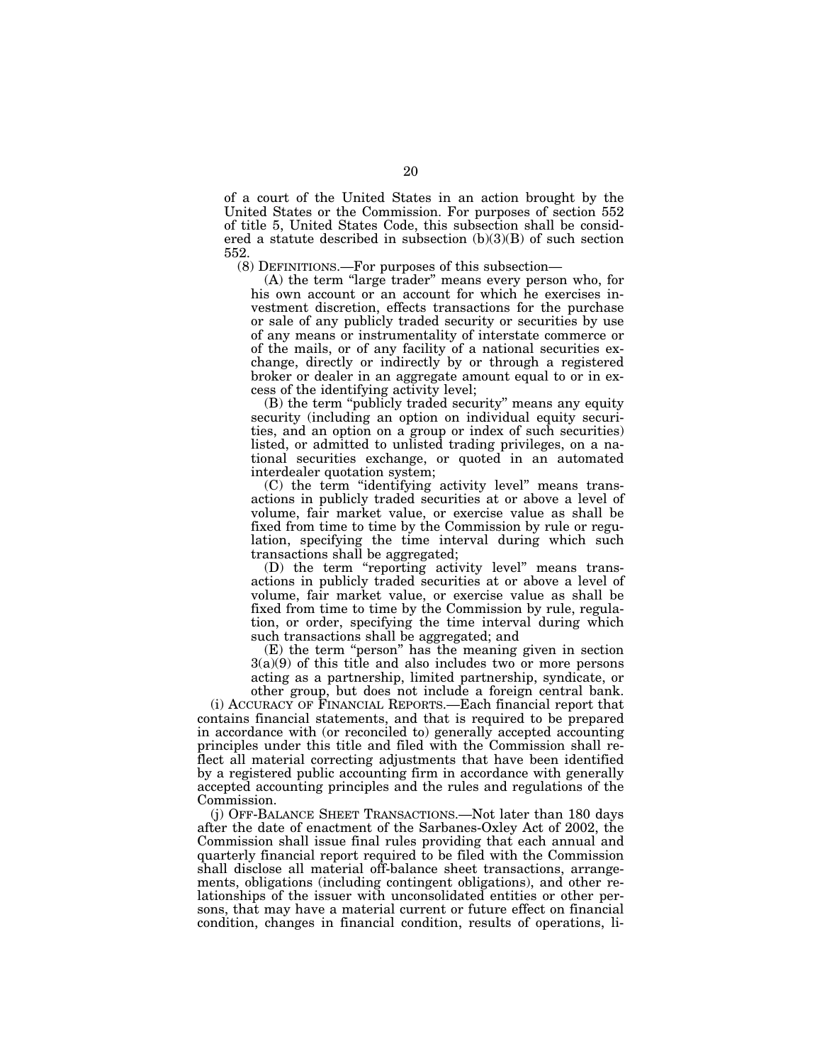of a court of the United States in an action brought by the United States or the Commission. For purposes of section 552 of title 5, United States Code, this subsection shall be considered a statute described in subsection (b)(3)(B) of such section 552.

(8) DEFINITIONS.—For purposes of this subsection—

(A) the term "large trader" means every person who, for his own account or an account for which he exercises investment discretion, effects transactions for the purchase or sale of any publicly traded security or securities by use of any means or instrumentality of interstate commerce or of the mails, or of any facility of a national securities exchange, directly or indirectly by or through a registered broker or dealer in an aggregate amount equal to or in excess of the identifying activity level;

(B) the term "publicly traded security" means any equity security (including an option on individual equity securities, and an option on a group or index of such securities) listed, or admitted to unlisted trading privileges, on a national securities exchange, or quoted in an automated interdealer quotation system;

(C) the term "identifying activity level" means transactions in publicly traded securities at or above a level of volume, fair market value, or exercise value as shall be fixed from time to time by the Commission by rule or regulation, specifying the time interval during which such transactions shall be aggregated;

(D) the term "reporting activity level" means transactions in publicly traded securities at or above a level of volume, fair market value, or exercise value as shall be fixed from time to time by the Commission by rule, regulation, or order, specifying the time interval during which such transactions shall be aggregated; and

(E) the term "person" has the meaning given in section 3(a)(9) of this title and also includes two or more persons acting as a partnership, limited partnership, syndicate, or other group, but does not include a foreign central bank.

(i) ACCURACY OF FINANCIAL REPORTS.—Each financial report that contains financial statements, and that is required to be prepared in accordance with (or reconciled to) generally accepted accounting principles under this title and filed with the Commission shall reflect all material correcting adjustments that have been identified by a registered public accounting firm in accordance with generally accepted accounting principles and the rules and regulations of the Commission.

(j) OFF-BALANCE SHEET TRANSACTIONS.—Not later than 180 days after the date of enactment of the Sarbanes-Oxley Act of 2002, the Commission shall issue final rules providing that each annual and quarterly financial report required to be filed with the Commission shall disclose all material off-balance sheet transactions, arrangements, obligations (including contingent obligations), and other relationships of the issuer with unconsolidated entities or other persons, that may have a material current or future effect on financial condition, changes in financial condition, results of operations, li-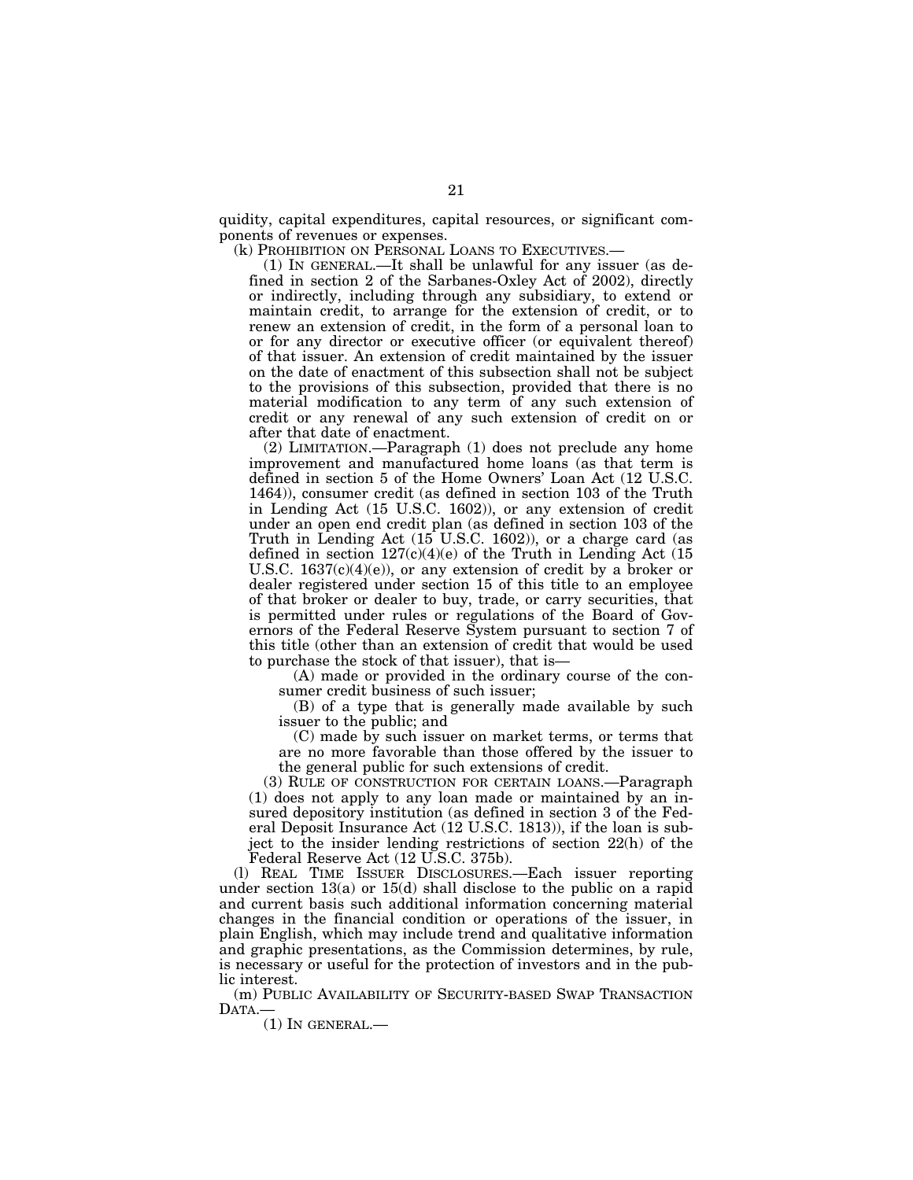quidity, capital expenditures, capital resources, or significant components of revenues or expenses.

(k) PROHIBITION ON PERSONAL LOANS TO EXECUTIVES.—

(1) IN GENERAL.—It shall be unlawful for any issuer (as defined in section 2 of the Sarbanes-Oxley Act of 2002), directly or indirectly, including through any subsidiary, to extend or maintain credit, to arrange for the extension of credit, or to renew an extension of credit, in the form of a personal loan to or for any director or executive officer (or equivalent thereof) of that issuer. An extension of credit maintained by the issuer on the date of enactment of this subsection shall not be subject to the provisions of this subsection, provided that there is no material modification to any term of any such extension of credit or any renewal of any such extension of credit on or after that date of enactment.

(2) LIMITATION.—Paragraph (1) does not preclude any home improvement and manufactured home loans (as that term is defined in section 5 of the Home Owners' Loan Act (12 U.S.C. 1464)), consumer credit (as defined in section 103 of the Truth in Lending Act (15 U.S.C. 1602)), or any extension of credit under an open end credit plan (as defined in section 103 of the Truth in Lending Act (15 U.S.C. 1602)), or a charge card (as defined in section 127(c)(4)(e) of the Truth in Lending Act (15 U.S.C. 1637(c)(4)(e)), or any extension of credit by a broker or dealer registered under section 15 of this title to an employee of that broker or dealer to buy, trade, or carry securities, that is permitted under rules or regulations of the Board of Governors of the Federal Reserve System pursuant to section 7 of this title (other than an extension of credit that would be used to purchase the stock of that issuer), that is—

(A) made or provided in the ordinary course of the consumer credit business of such issuer;

(B) of a type that is generally made available by such issuer to the public; and

(C) made by such issuer on market terms, or terms that are no more favorable than those offered by the issuer to the general public for such extensions of credit.

(3) RULE OF CONSTRUCTION FOR CERTAIN LOANS.—Paragraph (1) does not apply to any loan made or maintained by an insured depository institution (as defined in section 3 of the Federal Deposit Insurance Act (12 U.S.C. 1813)), if the loan is subject to the insider lending restrictions of section 22(h) of the Federal Reserve Act (12 U.S.C. 375b).

(l) REAL TIME ISSUER DISCLOSURES.—Each issuer reporting under section 13(a) or 15(d) shall disclose to the public on a rapid and current basis such additional information concerning material changes in the financial condition or operations of the issuer, in plain English, which may include trend and qualitative information and graphic presentations, as the Commission determines, by rule, is necessary or useful for the protection of investors and in the public interest.

(m) PUBLIC AVAILABILITY OF SECURITY-BASED SWAP TRANSACTION DATA.—

(1) IN GENERAL.—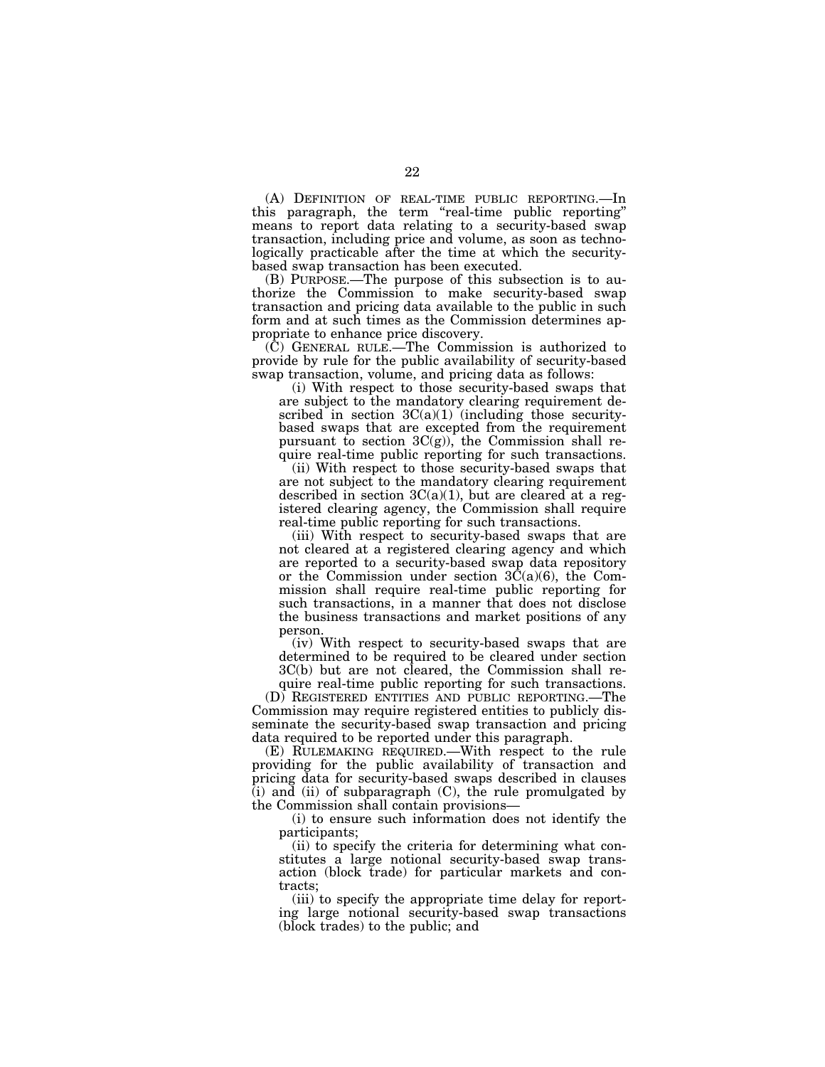(A) DEFINITION OF REAL-TIME PUBLIC REPORTING.—In this paragraph, the term "real-time public reporting" means to report data relating to a security-based swap transaction, including price and volume, as soon as technologically practicable after the time at which the security-based swap transaction has been executed.

(B) PURPOSE.—The purpose of this subsection is to authorize the Commission to make security-based swap transaction and pricing data available to the public in such form and at such times as the Commission determines appropriate to enhance price discovery.

(C) GENERAL RULE.—The Commission is authorized to provide by rule for the public availability of security-based swap transaction, volume, and pricing data as follows:

(i) With respect to those security-based swaps that are subject to the mandatory clearing requirement described in section 3C(a)(1) (including those security-based swaps that are excepted from the requirement pursuant to section 3C(g)), the Commission shall require real-time public reporting for such transactions.

(ii) With respect to those security-based swaps that are not subject to the mandatory clearing requirement described in section 3C(a)(1), but are cleared at a registered clearing agency, the Commission shall require real-time public reporting for such transactions.

(iii) With respect to security-based swaps that are not cleared at a registered clearing agency and which are reported to a security-based swap data repository or the Commission under section 3C(a)(6), the Commission shall require real-time public reporting for such transactions, in a manner that does not disclose the business transactions and market positions of any person.

(iv) With respect to security-based swaps that are determined to be required to be cleared under section 3C(b) but are not cleared, the Commission shall require real-time public reporting for such transactions.

(D) REGISTERED ENTITIES AND PUBLIC REPORTING.—The Commission may require registered entities to publicly disseminate the security-based swap transaction and pricing data required to be reported under this paragraph.

(E) RULEMAKING REQUIRED.—With respect to the rule providing for the public availability of transaction and pricing data for security-based swaps described in clauses (i) and (ii) of subparagraph (C), the rule promulgated by the Commission shall contain provisions—

(i) to ensure such information does not identify the participants;

(ii) to specify the criteria for determining what constitutes a large notional security-based swap transaction (block trade) for particular markets and contracts;

(iii) to specify the appropriate time delay for reporting large notional security-based swap transactions (block trades) to the public; and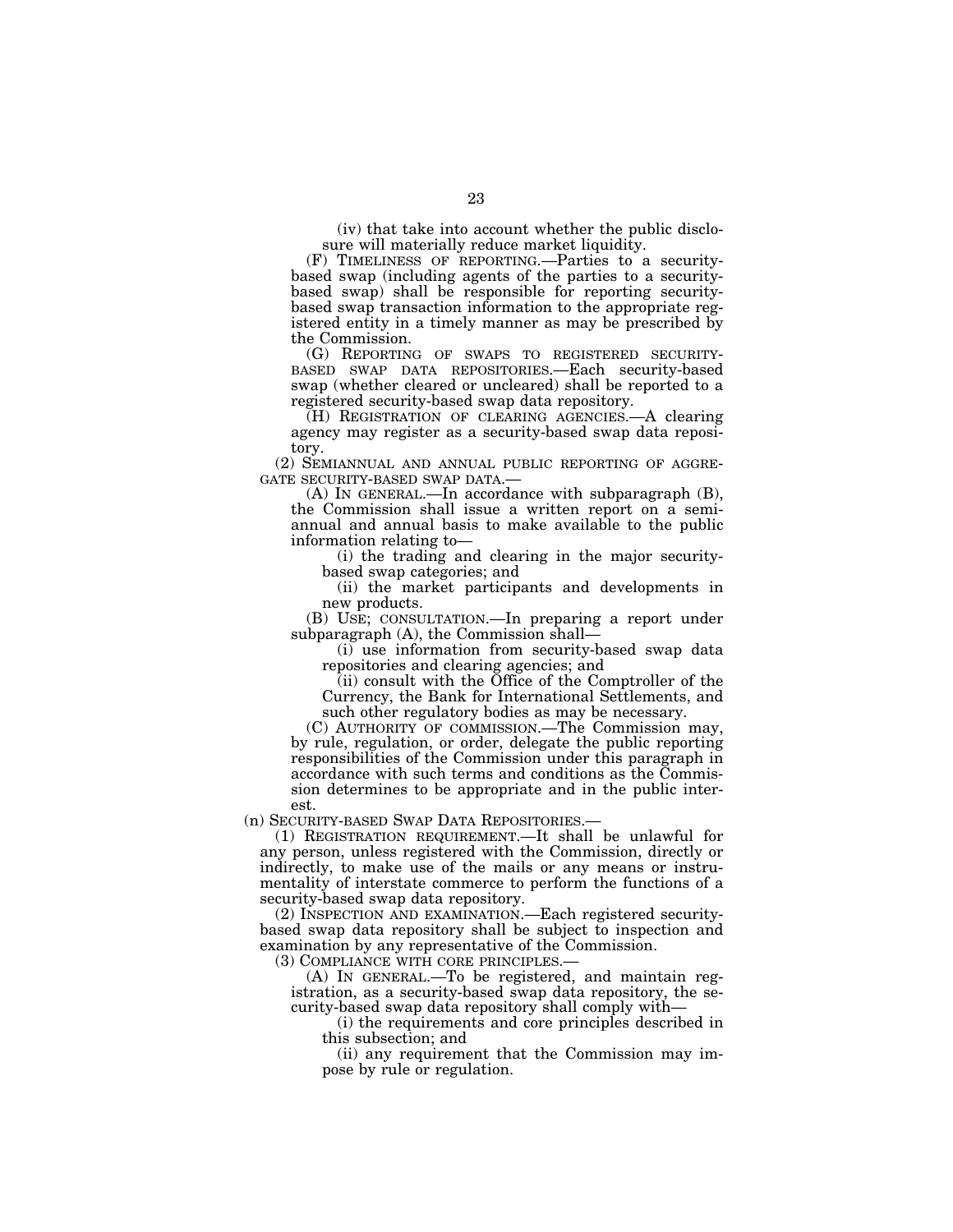(iv) that take into account whether the public disclosure will materially reduce market liquidity.

(F) TIMELINESS OF REPORTING.—Parties to a security-based swap (including agents of the parties to a security-based swap) shall be responsible for reporting security-based swap transaction information to the appropriate registered entity in a timely manner as may be prescribed by the Commission.

(G) REPORTING OF SWAPS TO REGISTERED SECURITY-BASED SWAP DATA REPOSITORIES.—Each security-based swap (whether cleared or uncleared) shall be reported to a registered security-based swap data repository.

(H) REGISTRATION OF CLEARING AGENCIES.—A clearing agency may register as a security-based swap data repository.

(2) SEMIANNUAL AND ANNUAL PUBLIC REPORTING OF AGGREGATE SECURITY-BASED SWAP DATA.—

(A) IN GENERAL.—In accordance with subparagraph (B), the Commission shall issue a written report on a semiannual and annual basis to make available to the public information relating to—

(i) the trading and clearing in the major security-based swap categories; and

(ii) the market participants and developments in new products.

(B) USE; CONSULTATION.—In preparing a report under subparagraph (A), the Commission shall—

(i) use information from security-based swap data repositories and clearing agencies; and

(ii) consult with the Office of the Comptroller of the Currency, the Bank for International Settlements, and such other regulatory bodies as may be necessary.

(C) AUTHORITY OF COMMISSION.—The Commission may, by rule, regulation, or order, delegate the public reporting responsibilities of the Commission under this paragraph in accordance with such terms and conditions as the Commission determines to be appropriate and in the public interest.

(n) SECURITY-BASED SWAP DATA REPOSITORIES.—

(1) REGISTRATION REQUIREMENT.—It shall be unlawful for any person, unless registered with the Commission, directly or indirectly, to make use of the mails or any means or instrumentality of interstate commerce to perform the functions of a security-based swap data repository.

(2) INSPECTION AND EXAMINATION.—Each registered security-based swap data repository shall be subject to inspection and examination by any representative of the Commission.

(3) COMPLIANCE WITH CORE PRINCIPLES.—

(A) IN GENERAL.—To be registered, and maintain registration, as a security-based swap data repository, the security-based swap data repository shall comply with—

(i) the requirements and core principles described in this subsection; and

(ii) any requirement that the Commission may impose by rule or regulation.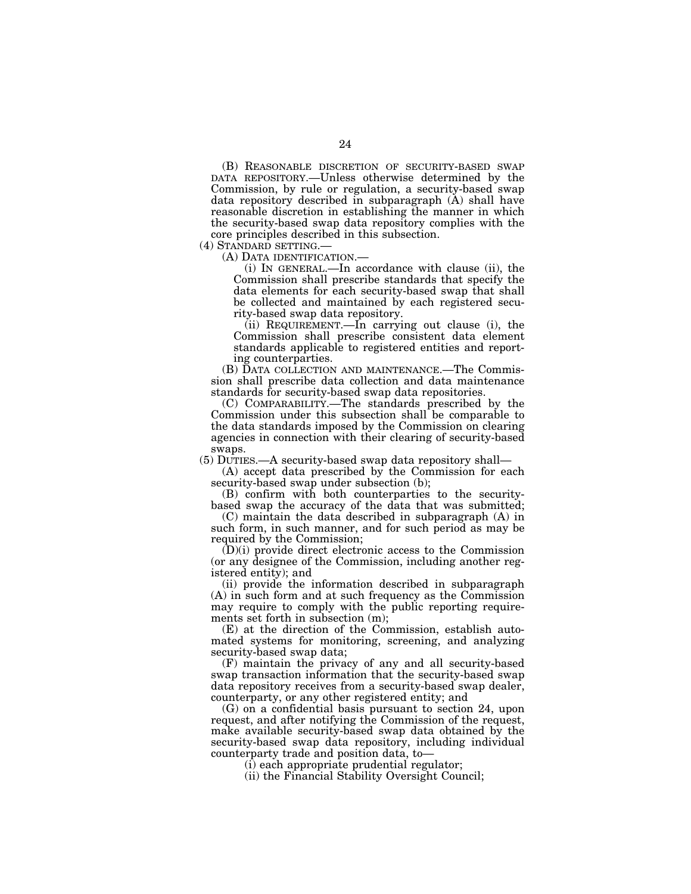(B) REASONABLE DISCRETION OF SECURITY-BASED SWAP DATA REPOSITORY.—Unless otherwise determined by the Commission, by rule or regulation, a security-based swap data repository described in subparagraph (A) shall have reasonable discretion in establishing the manner in which the security-based swap data repository complies with the core principles described in this subsection.

(4) STANDARD SETTING.—

(A) DATA IDENTIFICATION.—

(i) IN GENERAL.—In accordance with clause (ii), the Commission shall prescribe standards that specify the data elements for each security-based swap that shall be collected and maintained by each registered security-based swap data repository.

(ii) REQUIREMENT.—In carrying out clause (i), the Commission shall prescribe consistent data element standards applicable to registered entities and reporting counterparties.

(B) DATA COLLECTION AND MAINTENANCE.—The Commission shall prescribe data collection and data maintenance standards for security-based swap data repositories.

(C) COMPARABILITY.—The standards prescribed by the Commission under this subsection shall be comparable to the data standards imposed by the Commission on clearing agencies in connection with their clearing of security-based swaps.

(5) DUTIES.—A security-based swap data repository shall—

(A) accept data prescribed by the Commission for each security-based swap under subsection (b);

(B) confirm with both counterparties to the security-based swap the accuracy of the data that was submitted;

(C) maintain the data described in subparagraph (A) in such form, in such manner, and for such period as may be required by the Commission;

(D)(i) provide direct electronic access to the Commission (or any designee of the Commission, including another registered entity); and

(ii) provide the information described in subparagraph (A) in such form and at such frequency as the Commission may require to comply with the public reporting requirements set forth in subsection (m);

(E) at the direction of the Commission, establish automated systems for monitoring, screening, and analyzing security-based swap data;

(F) maintain the privacy of any and all security-based swap transaction information that the security-based swap data repository receives from a security-based swap dealer, counterparty, or any other registered entity; and

(G) on a confidential basis pursuant to section 24, upon request, and after notifying the Commission of the request, make available security-based swap data obtained by the security-based swap data repository, including individual counterparty trade and position data, to—

(i) each appropriate prudential regulator;

(ii) the Financial Stability Oversight Council;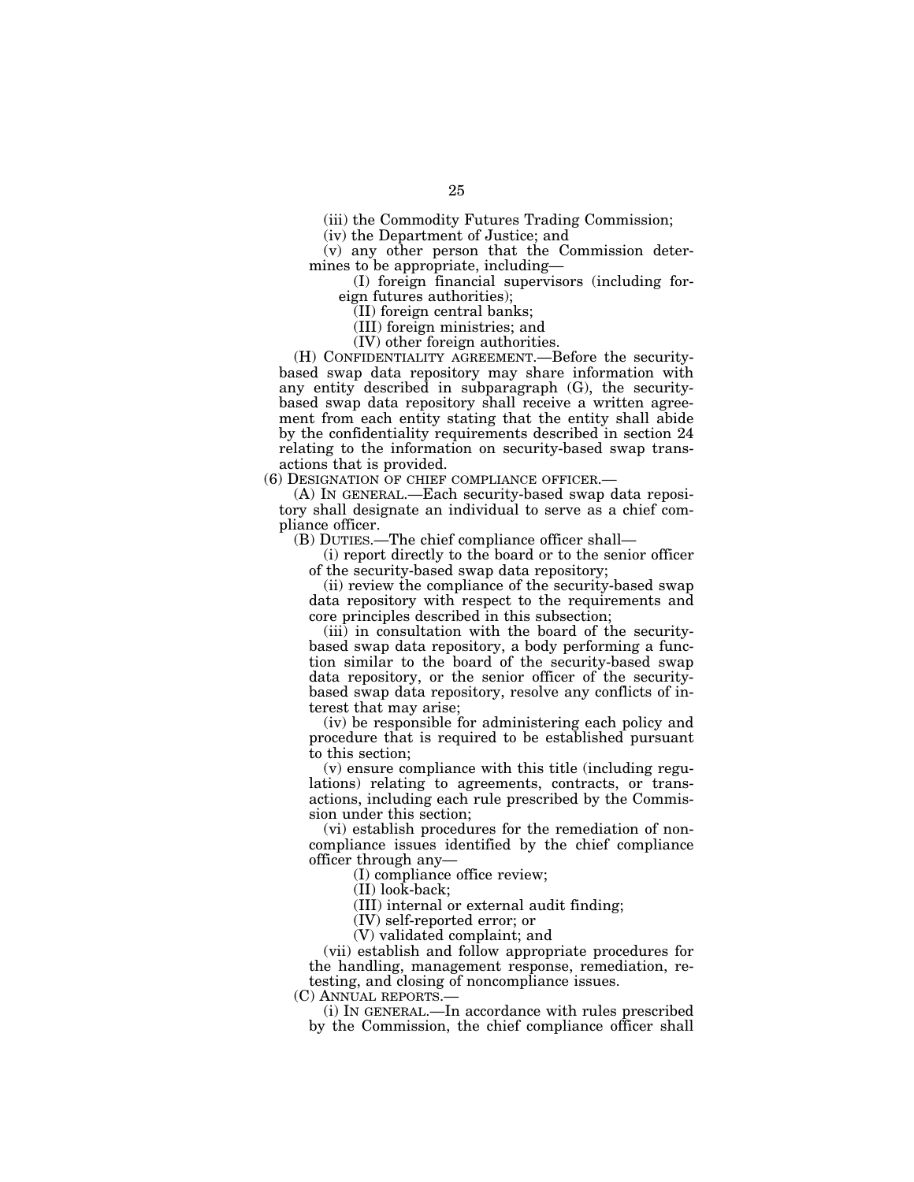(iii) the Commodity Futures Trading Commission;

(iv) the Department of Justice; and

(v) any other person that the Commission determines to be appropriate, including—

(I) foreign financial supervisors (including foreign futures authorities);

(II) foreign central banks;

(III) foreign ministries; and

(IV) other foreign authorities.

(H) CONFIDENTIALITY AGREEMENT.—Before the security-based swap data repository may share information with any entity described in subparagraph (G), the security-based swap data repository shall receive a written agreement from each entity stating that the entity shall abide by the confidentiality requirements described in section 24 relating to the information on security-based swap transactions that is provided.

(6) DESIGNATION OF CHIEF COMPLIANCE OFFICER.—

(A) IN GENERAL.—Each security-based swap data repository shall designate an individual to serve as a chief compliance officer.

(B) DUTIES.—The chief compliance officer shall—

(i) report directly to the board or to the senior officer of the security-based swap data repository;

(ii) review the compliance of the security-based swap data repository with respect to the requirements and core principles described in this subsection;

(iii) in consultation with the board of the security-based swap data repository, a body performing a function similar to the board of the security-based swap data repository, or the senior officer of the security-based swap data repository, resolve any conflicts of interest that may arise;

(iv) be responsible for administering each policy and procedure that is required to be established pursuant to this section;

(v) ensure compliance with this title (including regulations) relating to agreements, contracts, or transactions, including each rule prescribed by the Commission under this section;

(vi) establish procedures for the remediation of noncompliance issues identified by the chief compliance officer through any—

(I) compliance office review;

(II) look-back;

(III) internal or external audit finding;

(IV) self-reported error; or

(V) validated complaint; and

(vii) establish and follow appropriate procedures for the handling, management response, remediation, retesting, and closing of noncompliance issues.

(C) ANNUAL REPORTS.—

(i) IN GENERAL.—In accordance with rules prescribed by the Commission, the chief compliance officer shall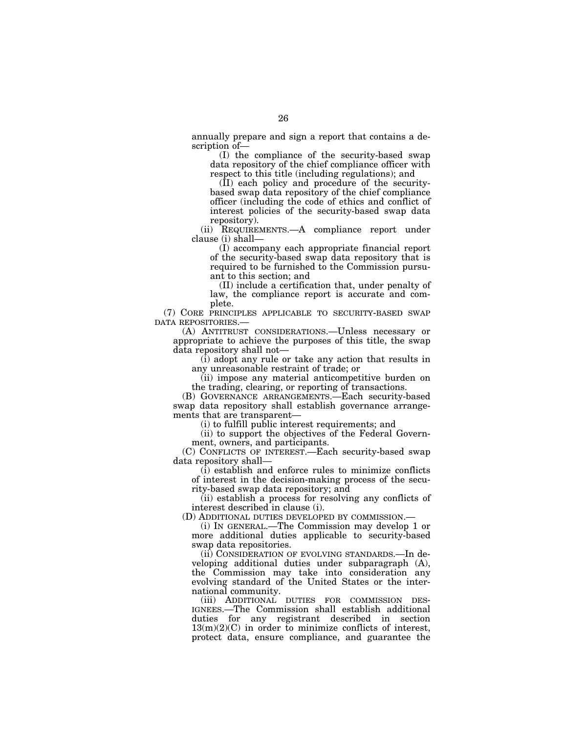annually prepare and sign a report that contains a description of—

(I) the compliance of the security-based swap data repository of the chief compliance officer with respect to this title (including regulations); and

(II) each policy and procedure of the security-based swap data repository of the chief compliance officer (including the code of ethics and conflict of interest policies of the security-based swap data repository).

(ii) REQUIREMENTS.—A compliance report under clause (i) shall—

(I) accompany each appropriate financial report of the security-based swap data repository that is required to be furnished to the Commission pursuant to this section; and

(II) include a certification that, under penalty of law, the compliance report is accurate and complete.

(7) CORE PRINCIPLES APPLICABLE TO SECURITY-BASED SWAP DATA REPOSITORIES.—

(A) ANTITRUST CONSIDERATIONS.—Unless necessary or appropriate to achieve the purposes of this title, the swap data repository shall not—

(i) adopt any rule or take any action that results in any unreasonable restraint of trade; or

(ii) impose any material anticompetitive burden on the trading, clearing, or reporting of transactions.

(B) GOVERNANCE ARRANGEMENTS.—Each security-based swap data repository shall establish governance arrangements that are transparent—

(i) to fulfill public interest requirements; and

(ii) to support the objectives of the Federal Government, owners, and participants.

(C) CONFLICTS OF INTEREST.—Each security-based swap data repository shall—

(i) establish and enforce rules to minimize conflicts of interest in the decision-making process of the security-based swap data repository; and

(ii) establish a process for resolving any conflicts of interest described in clause (i).

(D) ADDITIONAL DUTIES DEVELOPED BY COMMISSION.—

(i) IN GENERAL.—The Commission may develop 1 or more additional duties applicable to security-based swap data repositories.

(ii) CONSIDERATION OF EVOLVING STANDARDS.—In developing additional duties under subparagraph (A), the Commission may take into consideration any evolving standard of the United States or the international community.

(iii) ADDITIONAL DUTIES FOR COMMISSION DESIGNEES.—The Commission shall establish additional duties for any registrant described in section 13(m)(2)(C) in order to minimize conflicts of interest, protect data, ensure compliance, and guarantee the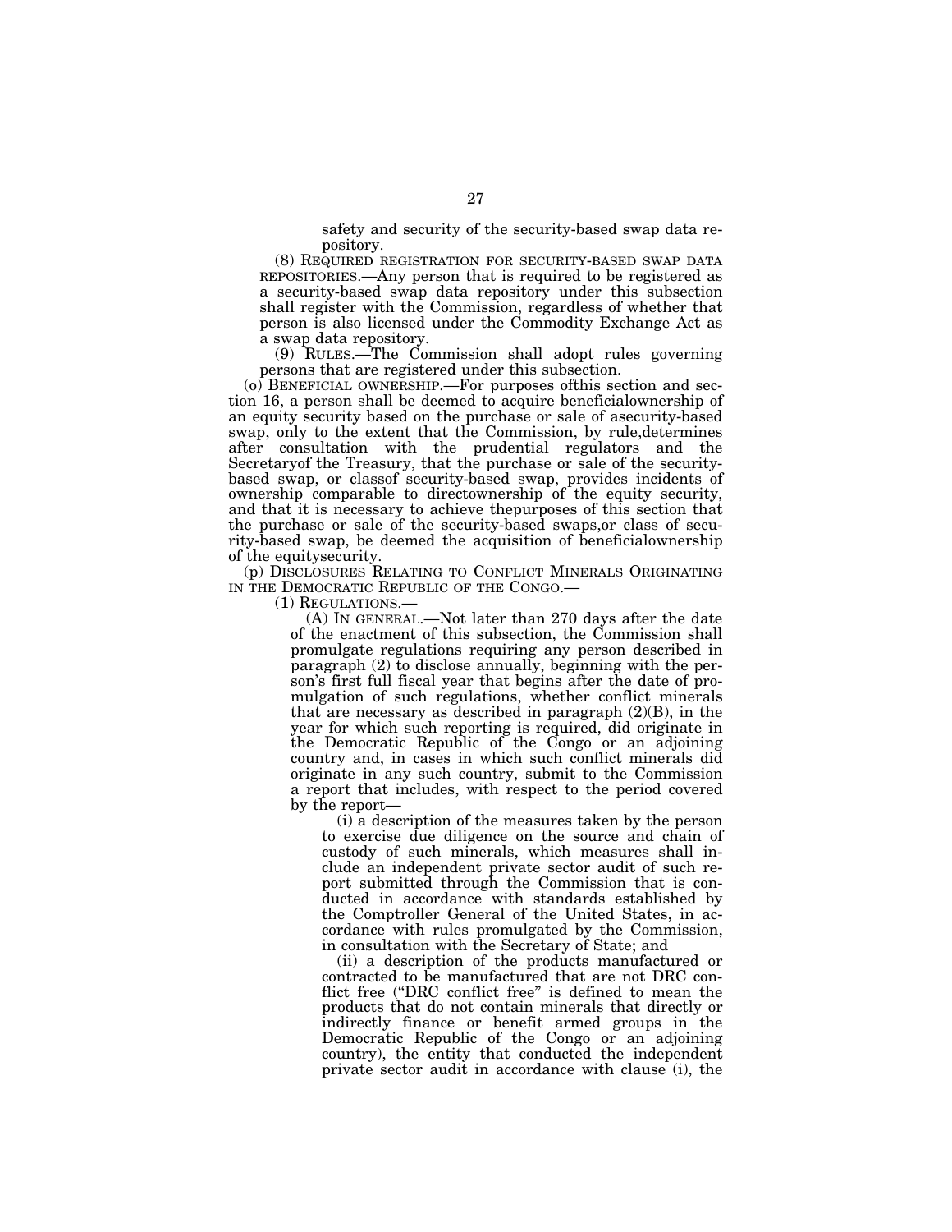safety and security of the security-based swap data repository.

(8) REQUIRED REGISTRATION FOR SECURITY-BASED SWAP DATA REPOSITORIES.—Any person that is required to be registered as a security-based swap data repository under this subsection shall register with the Commission, regardless of whether that person is also licensed under the Commodity Exchange Act as a swap data repository.

(9) RULES.—The Commission shall adopt rules governing persons that are registered under this subsection.

(o) BENEFICIAL OWNERSHIP.—For purposes ofthis section and section 16, a person shall be deemed to acquire beneficialownership of an equity security based on the purchase or sale of asecurity-based swap, only to the extent that the Commission, by rule,determines after consultation with the prudential regulators and the Secretaryof the Treasury, that the purchase or sale of the security-based swap, or classof security-based swap, provides incidents of ownership comparable to directownership of the equity security, and that it is necessary to achieve thepurposes of this section that the purchase or sale of the security-based swaps,or class of security-based swap, be deemed the acquisition of beneficialownership of the equitysecurity.

(p) DISCLOSURES RELATING TO CONFLICT MINERALS ORIGINATING IN THE DEMOCRATIC REPUBLIC OF THE CONGO.—

(1) REGULATIONS.—

(A) IN GENERAL.—Not later than 270 days after the date of the enactment of this subsection, the Commission shall promulgate regulations requiring any person described in paragraph (2) to disclose annually, beginning with the person's first full fiscal year that begins after the date of promulgation of such regulations, whether conflict minerals that are necessary as described in paragraph (2)(B), in the year for which such reporting is required, did originate in the Democratic Republic of the Congo or an adjoining country and, in cases in which such conflict minerals did originate in any such country, submit to the Commission a report that includes, with respect to the period covered by the report—

(i) a description of the measures taken by the person to exercise due diligence on the source and chain of custody of such minerals, which measures shall include an independent private sector audit of such report submitted through the Commission that is conducted in accordance with standards established by the Comptroller General of the United States, in accordance with rules promulgated by the Commission, in consultation with the Secretary of State; and

(ii) a description of the products manufactured or contracted to be manufactured that are not DRC conflict free ("DRC conflict free" is defined to mean the products that do not contain minerals that directly or indirectly finance or benefit armed groups in the Democratic Republic of the Congo or an adjoining country), the entity that conducted the independent private sector audit in accordance with clause (i), the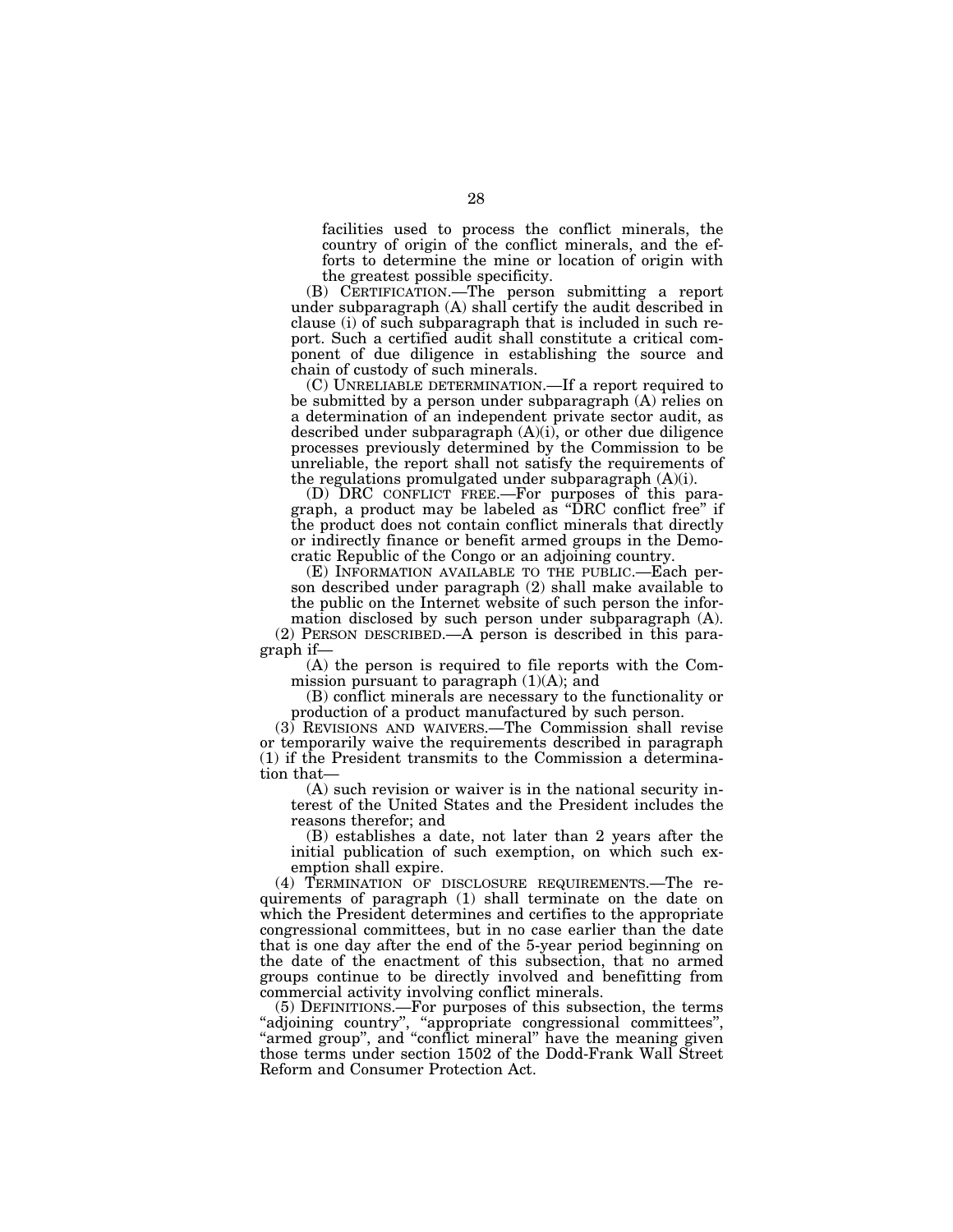facilities used to process the conflict minerals, the country of origin of the conflict minerals, and the efforts to determine the mine or location of origin with the greatest possible specificity.

(B) CERTIFICATION.—The person submitting a report under subparagraph (A) shall certify the audit described in clause (i) of such subparagraph that is included in such report. Such a certified audit shall constitute a critical component of due diligence in establishing the source and chain of custody of such minerals.

(C) UNRELIABLE DETERMINATION.—If a report required to be submitted by a person under subparagraph (A) relies on a determination of an independent private sector audit, as described under subparagraph (A)(i), or other due diligence processes previously determined by the Commission to be unreliable, the report shall not satisfy the requirements of the regulations promulgated under subparagraph (A)(i).

(D) DRC CONFLICT FREE.—For purposes of this paragraph, a product may be labeled as "DRC conflict free" if the product does not contain conflict minerals that directly or indirectly finance or benefit armed groups in the Democratic Republic of the Congo or an adjoining country.

(E) INFORMATION AVAILABLE TO THE PUBLIC.—Each person described under paragraph (2) shall make available to the public on the Internet website of such person the information disclosed by such person under subparagraph (A).

(2) PERSON DESCRIBED.—A person is described in this paragraph if—

(A) the person is required to file reports with the Commission pursuant to paragraph (1)(A); and

(B) conflict minerals are necessary to the functionality or production of a product manufactured by such person.

(3) REVISIONS AND WAIVERS.—The Commission shall revise or temporarily waive the requirements described in paragraph (1) if the President transmits to the Commission a determination that—

(A) such revision or waiver is in the national security interest of the United States and the President includes the reasons therefor; and

(B) establishes a date, not later than 2 years after the initial publication of such exemption, on which such exemption shall expire.

(4) TERMINATION OF DISCLOSURE REQUIREMENTS.—The requirements of paragraph (1) shall terminate on the date on which the President determines and certifies to the appropriate congressional committees, but in no case earlier than the date that is one day after the end of the 5-year period beginning on the date of the enactment of this subsection, that no armed groups continue to be directly involved and benefitting from commercial activity involving conflict minerals.

(5) DEFINITIONS.—For purposes of this subsection, the terms "adjoining country", "appropriate congressional committees", "armed group", and "conflict mineral" have the meaning given those terms under section 1502 of the Dodd-Frank Wall Street Reform and Consumer Protection Act.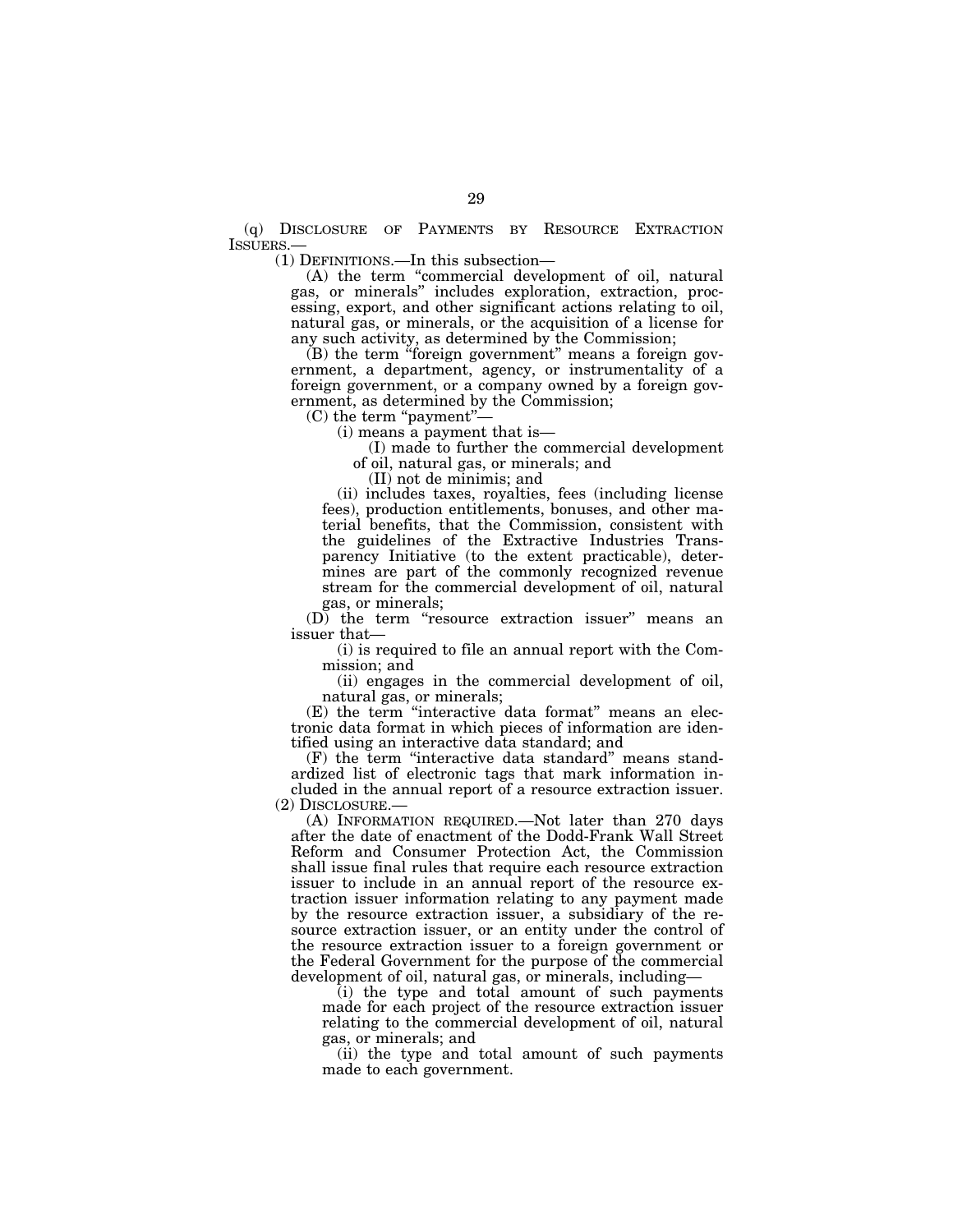(q) DISCLOSURE OF PAYMENTS BY RESOURCE EXTRACTION ISSUERS.—

(1) DEFINITIONS.—In this subsection—

(A) the term "commercial development of oil, natural gas, or minerals" includes exploration, extraction, processing, export, and other significant actions relating to oil, natural gas, or minerals, or the acquisition of a license for any such activity, as determined by the Commission;

(B) the term "foreign government" means a foreign government, a department, agency, or instrumentality of a foreign government, or a company owned by a foreign government, as determined by the Commission;

(C) the term "payment"—

(i) means a payment that is—

(I) made to further the commercial development of oil, natural gas, or minerals; and

(II) not de minimis; and

(ii) includes taxes, royalties, fees (including license fees), production entitlements, bonuses, and other material benefits, that the Commission, consistent with the guidelines of the Extractive Industries Transparency Initiative (to the extent practicable), determines are part of the commonly recognized revenue stream for the commercial development of oil, natural gas, or minerals;

(D) the term "resource extraction issuer" means an issuer that—

(i) is required to file an annual report with the Commission; and

(ii) engages in the commercial development of oil, natural gas, or minerals;

(E) the term "interactive data format" means an electronic data format in which pieces of information are identified using an interactive data standard; and

(F) the term "interactive data standard" means standardized list of electronic tags that mark information included in the annual report of a resource extraction issuer.

(2) DISCLOSURE.—

(A) INFORMATION REQUIRED.—Not later than 270 days after the date of enactment of the Dodd-Frank Wall Street Reform and Consumer Protection Act, the Commission shall issue final rules that require each resource extraction issuer to include in an annual report of the resource extraction issuer information relating to any payment made by the resource extraction issuer, a subsidiary of the resource extraction issuer, or an entity under the control of the resource extraction issuer to a foreign government or the Federal Government for the purpose of the commercial development of oil, natural gas, or minerals, including—

(i) the type and total amount of such payments made for each project of the resource extraction issuer relating to the commercial development of oil, natural gas, or minerals; and

(ii) the type and total amount of such payments made to each government.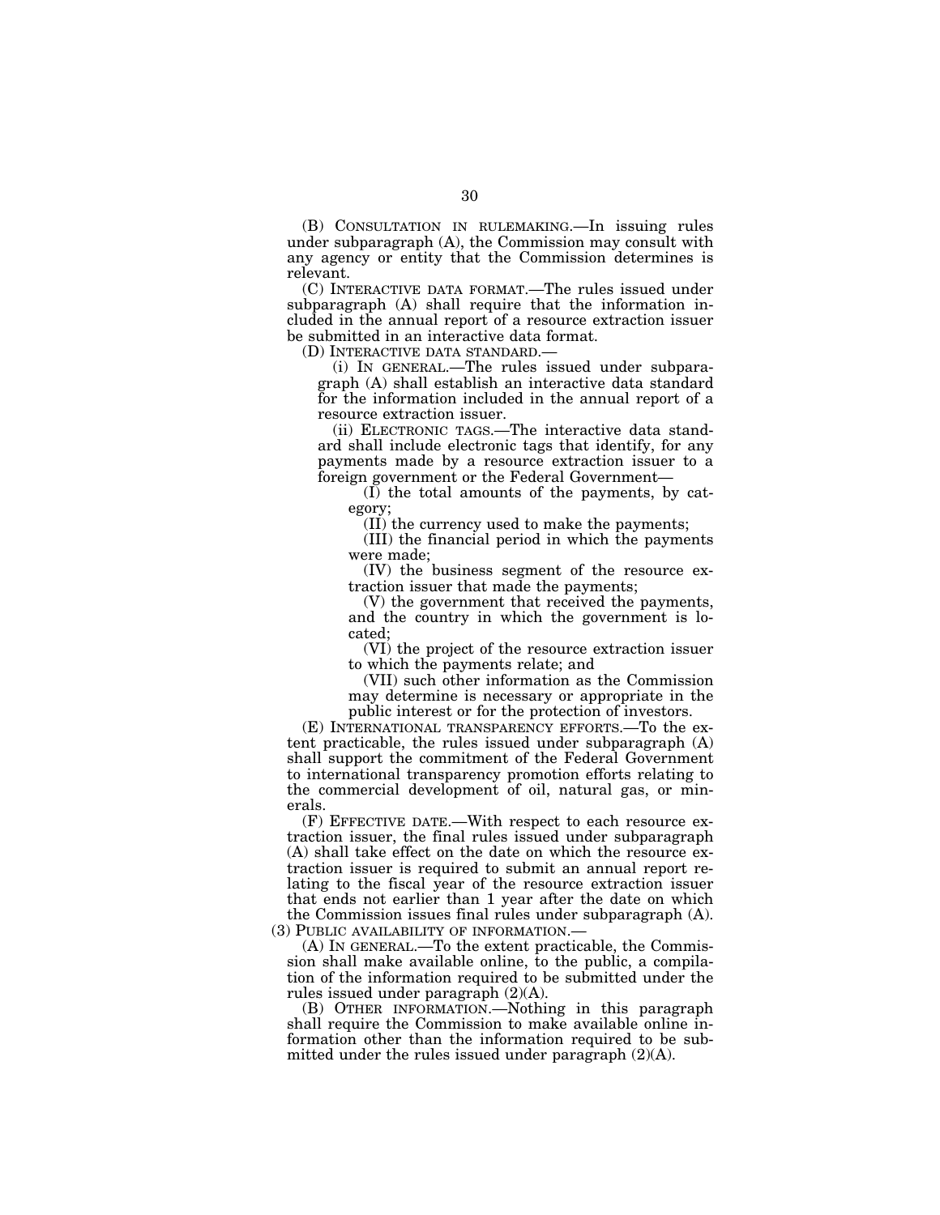(B) CONSULTATION IN RULEMAKING.—In issuing rules under subparagraph (A), the Commission may consult with any agency or entity that the Commission determines is relevant.

(C) INTERACTIVE DATA FORMAT.—The rules issued under subparagraph (A) shall require that the information included in the annual report of a resource extraction issuer be submitted in an interactive data format.

(D) INTERACTIVE DATA STANDARD.—

(i) IN GENERAL.—The rules issued under subparagraph (A) shall establish an interactive data standard for the information included in the annual report of a resource extraction issuer.

(ii) ELECTRONIC TAGS.—The interactive data standard shall include electronic tags that identify, for any payments made by a resource extraction issuer to a foreign government or the Federal Government—

(I) the total amounts of the payments, by category;

(II) the currency used to make the payments;

(III) the financial period in which the payments were made;

(IV) the business segment of the resource extraction issuer that made the payments;

(V) the government that received the payments, and the country in which the government is located;

(VI) the project of the resource extraction issuer to which the payments relate; and

(VII) such other information as the Commission may determine is necessary or appropriate in the public interest or for the protection of investors.

(E) INTERNATIONAL TRANSPARENCY EFFORTS.—To the extent practicable, the rules issued under subparagraph (A) shall support the commitment of the Federal Government to international transparency promotion efforts relating to the commercial development of oil, natural gas, or minerals.

(F) EFFECTIVE DATE.—With respect to each resource extraction issuer, the final rules issued under subparagraph (A) shall take effect on the date on which the resource extraction issuer is required to submit an annual report relating to the fiscal year of the resource extraction issuer that ends not earlier than 1 year after the date on which the Commission issues final rules under subparagraph (A).

(3) PUBLIC AVAILABILITY OF INFORMATION.—

(A) IN GENERAL.—To the extent practicable, the Commission shall make available online, to the public, a compilation of the information required to be submitted under the rules issued under paragraph (2)(A).

(B) OTHER INFORMATION.—Nothing in this paragraph shall require the Commission to make available online information other than the information required to be submitted under the rules issued under paragraph (2)(A).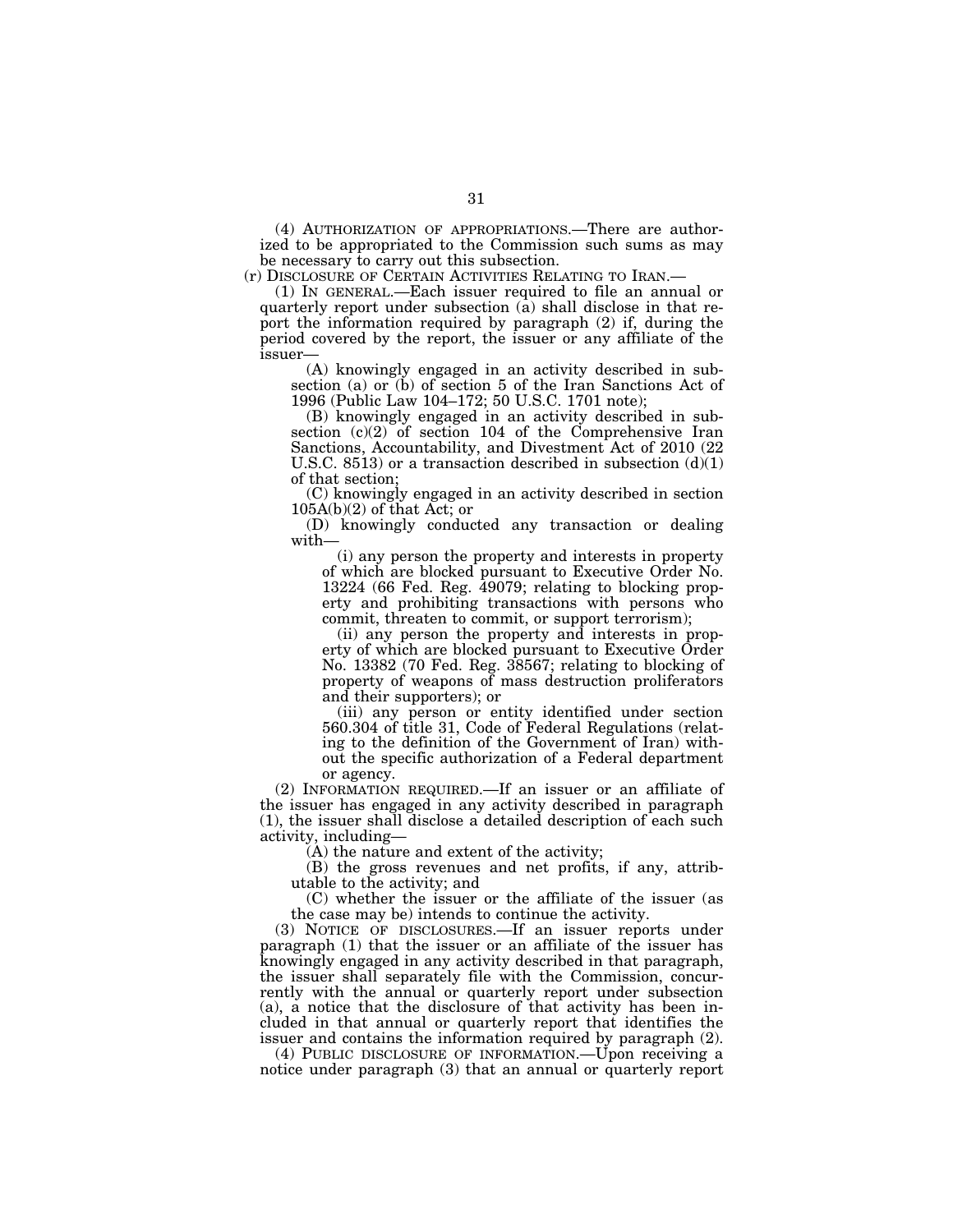(4) AUTHORIZATION OF APPROPRIATIONS.—There are authorized to be appropriated to the Commission such sums as may be necessary to carry out this subsection.

(r) DISCLOSURE OF CERTAIN ACTIVITIES RELATING TO IRAN.—

(1) IN GENERAL.—Each issuer required to file an annual or quarterly report under subsection (a) shall disclose in that report the information required by paragraph (2) if, during the period covered by the report, the issuer or any affiliate of the issuer—

(A) knowingly engaged in an activity described in subsection (a) or (b) of section 5 of the Iran Sanctions Act of 1996 (Public Law 104–172; 50 U.S.C. 1701 note);

(B) knowingly engaged in an activity described in subsection (c)(2) of section 104 of the Comprehensive Iran Sanctions, Accountability, and Divestment Act of 2010 (22 U.S.C. 8513) or a transaction described in subsection (d)(1) of that section;

(C) knowingly engaged in an activity described in section 105A(b)(2) of that Act; or

(D) knowingly conducted any transaction or dealing with—

(i) any person the property and interests in property of which are blocked pursuant to Executive Order No. 13224 (66 Fed. Reg. 49079; relating to blocking property and prohibiting transactions with persons who commit, threaten to commit, or support terrorism);

(ii) any person the property and interests in property of which are blocked pursuant to Executive Order No. 13382 (70 Fed. Reg. 38567; relating to blocking of property of weapons of mass destruction proliferators and their supporters); or

(iii) any person or entity identified under section 560.304 of title 31, Code of Federal Regulations (relating to the definition of the Government of Iran) without the specific authorization of a Federal department or agency.

(2) INFORMATION REQUIRED.—If an issuer or an affiliate of the issuer has engaged in any activity described in paragraph (1), the issuer shall disclose a detailed description of each such activity, including—

(A) the nature and extent of the activity;

(B) the gross revenues and net profits, if any, attributable to the activity; and

(C) whether the issuer or the affiliate of the issuer (as the case may be) intends to continue the activity.

(3) NOTICE OF DISCLOSURES.—If an issuer reports under paragraph (1) that the issuer or an affiliate of the issuer has knowingly engaged in any activity described in that paragraph, the issuer shall separately file with the Commission, concurrently with the annual or quarterly report under subsection (a), a notice that the disclosure of that activity has been included in that annual or quarterly report that identifies the issuer and contains the information required by paragraph (2).

(4) PUBLIC DISCLOSURE OF INFORMATION.—Upon receiving a notice under paragraph (3) that an annual or quarterly report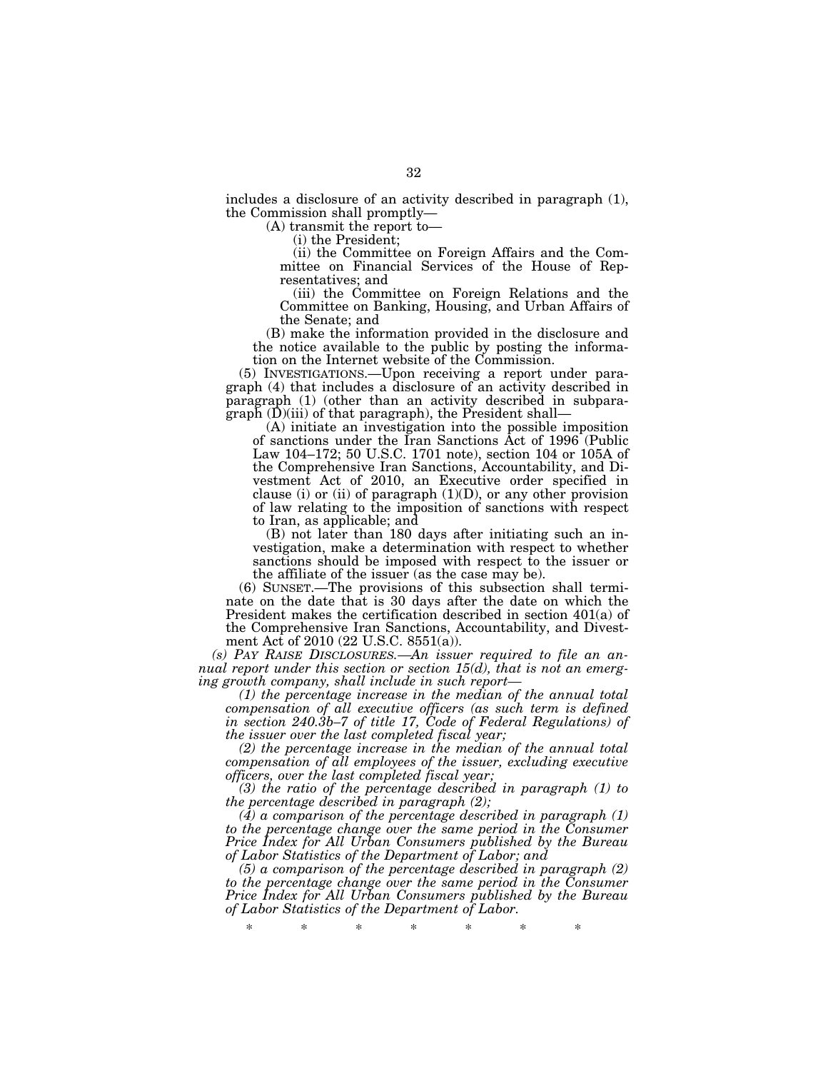includes a disclosure of an activity described in paragraph (1), the Commission shall promptly—

(A) transmit the report to—

(i) the President;

(ii) the Committee on Foreign Affairs and the Committee on Financial Services of the House of Representatives; and

(iii) the Committee on Foreign Relations and the Committee on Banking, Housing, and Urban Affairs of the Senate; and

(B) make the information provided in the disclosure and the notice available to the public by posting the information on the Internet website of the Commission.

(5) INVESTIGATIONS.—Upon receiving a report under paragraph (4) that includes a disclosure of an activity described in paragraph (1) (other than an activity described in subparagraph (D)(iii) of that paragraph), the President shall—

(A) initiate an investigation into the possible imposition of sanctions under the Iran Sanctions Act of 1996 (Public Law 104–172; 50 U.S.C. 1701 note), section 104 or 105A of the Comprehensive Iran Sanctions, Accountability, and Divestment Act of 2010, an Executive order specified in clause (i) or (ii) of paragraph (1)(D), or any other provision of law relating to the imposition of sanctions with respect to Iran, as applicable; and

(B) not later than 180 days after initiating such an investigation, make a determination with respect to whether sanctions should be imposed with respect to the issuer or the affiliate of the issuer (as the case may be).

(6) SUNSET.—The provisions of this subsection shall terminate on the date that is 30 days after the date on which the President makes the certification described in section 401(a) of the Comprehensive Iran Sanctions, Accountability, and Divestment Act of 2010 (22 U.S.C. 8551(a)).

*(s) PAY RAISE DISCLOSURES.—An issuer required to file an annual report under this section or section 15(d), that is not an emerging growth company, shall include in such report—*

*(1) the percentage increase in the median of the annual total compensation of all executive officers (as such term is defined in section 240.3b–7 of title 17, Code of Federal Regulations) of the issuer over the last completed fiscal year;*

*(2) the percentage increase in the median of the annual total compensation of all employees of the issuer, excluding executive officers, over the last completed fiscal year;*

*(3) the ratio of the percentage described in paragraph (1) to the percentage described in paragraph (2);*

*(4) a comparison of the percentage described in paragraph (1) to the percentage change over the same period in the Consumer Price Index for All Urban Consumers published by the Bureau of Labor Statistics of the Department of Labor; and*

*(5) a comparison of the percentage described in paragraph (2) to the percentage change over the same period in the Consumer Price Index for All Urban Consumers published by the Bureau of Labor Statistics of the Department of Labor.*

\* \* \* \* \* \* \*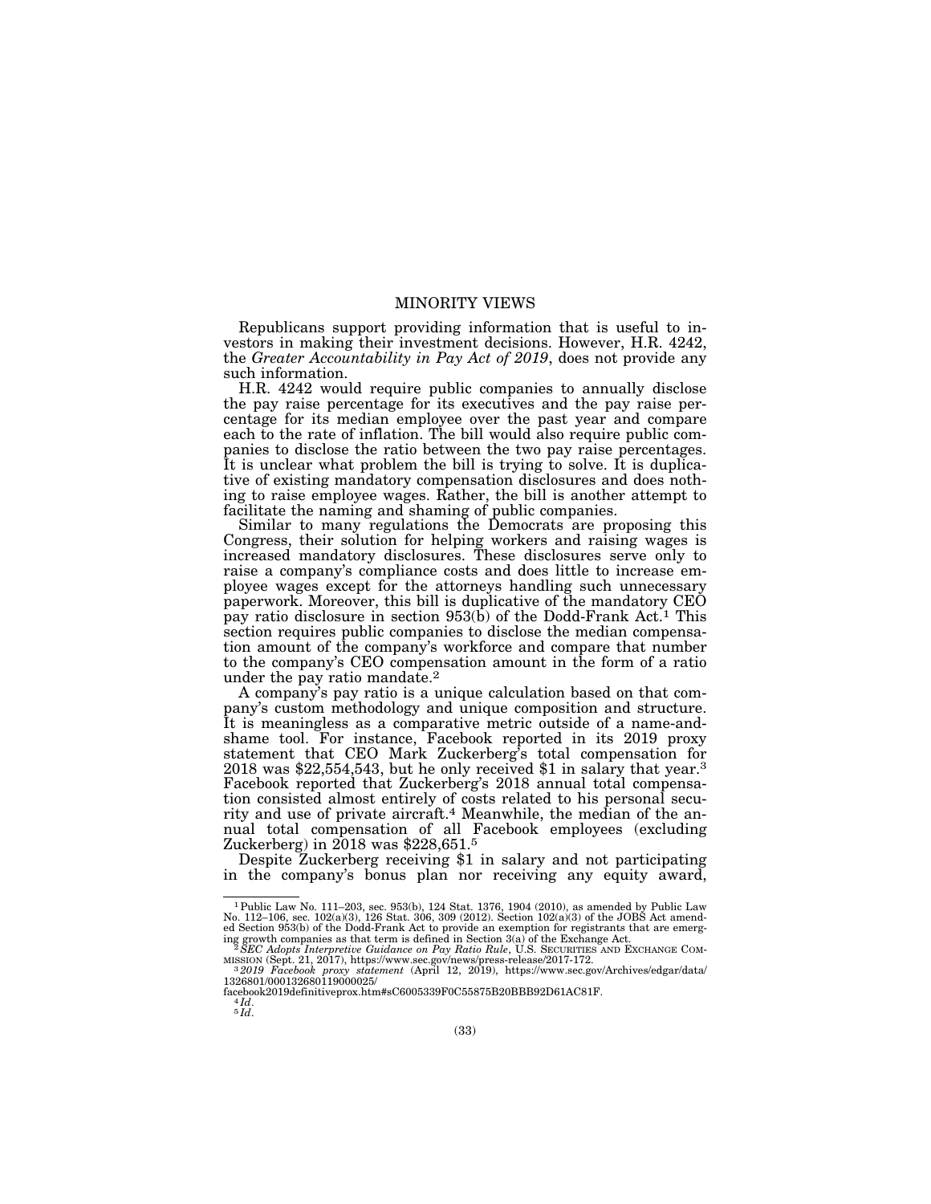# MINORITY VIEWS

Republicans support providing information that is useful to investors in making their investment decisions. However, H.R. 4242, the *Greater Accountability in Pay Act of 2019*, does not provide any such information.

H.R. 4242 would require public companies to annually disclose the pay raise percentage for its executives and the pay raise percentage for its median employee over the past year and compare each to the rate of inflation. The bill would also require public companies to disclose the ratio between the two pay raise percentages. It is unclear what problem the bill is trying to solve. It is duplicative of existing mandatory compensation disclosures and does nothing to raise employee wages. Rather, the bill is another attempt to facilitate the naming and shaming of public companies.

Similar to many regulations the Democrats are proposing this Congress, their solution for helping workers and raising wages is increased mandatory disclosures. These disclosures serve only to raise a company's compliance costs and does little to increase employee wages except for the attorneys handling such unnecessary paperwork. Moreover, this bill is duplicative of the mandatory CEO pay ratio disclosure in section 953(b) of the Dodd-Frank Act.[1] This section requires public companies to disclose the median compensation amount of the company's workforce and compare that number to the company's CEO compensation amount in the form of a ratio under the pay ratio mandate.[2]

A company's pay ratio is a unique calculation based on that company's custom methodology and unique composition and structure. It is meaningless as a comparative metric outside of a name-and-shame tool. For instance, Facebook reported in its 2019 proxy statement that CEO Mark Zuckerberg's total compensation for 2018 was $22,554,543, but he only received $1 in salary that year.[3] Facebook reported that Zuckerberg's 2018 annual total compensation consisted almost entirely of costs related to his personal security and use of private aircraft.[4] Meanwhile, the median of the annual total compensation of all Facebook employees (excluding Zuckerberg) in 2018 was $228,651.[5]

Despite Zuckerberg receiving $1 in salary and not participating in the company's bonus plan nor receiving any equity award,

---

[1] Public Law No. 111–203, sec. 953(b), 124 Stat. 1376, 1904 (2010), as amended by Public Law No. 112–106, sec. 102(a)(3), 126 Stat. 306, 309 (2012). Section 102(a)(3) of the JOBS Act amended Section 953(b) of the Dodd-Frank Act to provide an exemption for registrants that are emerging growth companies as that term is defined in Section 3(a) of the Exchange Act.

[2] *SEC Adopts Interpretive Guidance on Pay Ratio Rule*, U.S. SECURITIES AND EXCHANGE COMMISSION (Sept. 21, 2017), https://www.sec.gov/news/press-release/2017-172.

[3] *2019 Facebook proxy statement* (April 12, 2019), https://www.sec.gov/Archives/edgar/data/1326801/000132680119000025/facebook2019definitiveprox.htm#sC6005339F0C55875B20BBB92D61AC81F.

[4] *Id*.

[5] *Id*.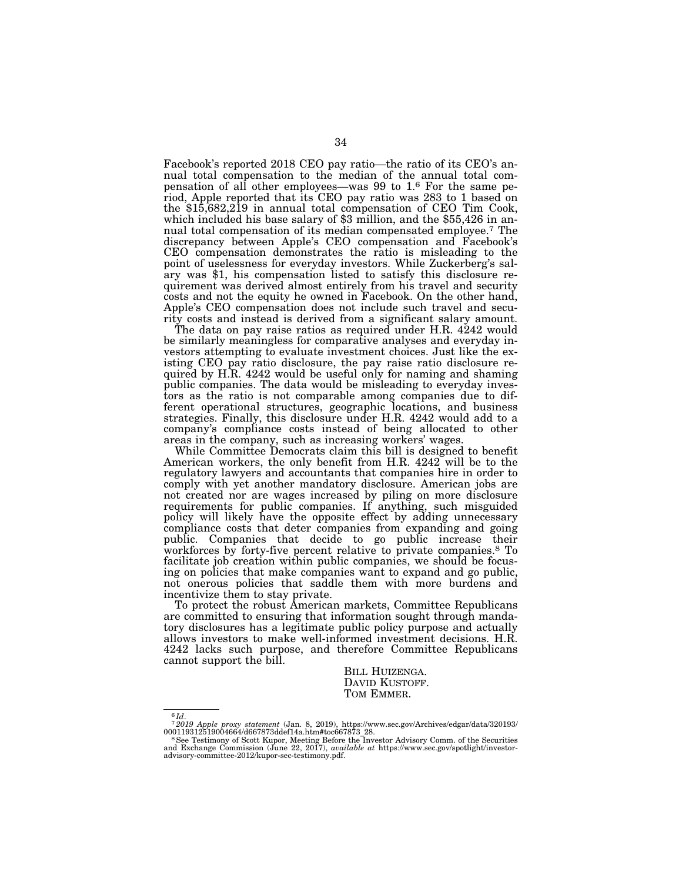Facebook's reported 2018 CEO pay ratio—the ratio of its CEO's annual total compensation to the median of the annual total compensation of all other employees—was 99 to 1.[6] For the same period, Apple reported that its CEO pay ratio was 283 to 1 based on the $15,682,219 in annual total compensation of CEO Tim Cook, which included his base salary of $3 million, and the $55,426 in annual total compensation of its median compensated employee.[7] The discrepancy between Apple's CEO compensation and Facebook's CEO compensation demonstrates the ratio is misleading to the point of uselessness for everyday investors. While Zuckerberg's salary was $1, his compensation listed to satisfy this disclosure requirement was derived almost entirely from his travel and security costs and not the equity he owned in Facebook. On the other hand, Apple's CEO compensation does not include such travel and security costs and instead is derived from a significant salary amount.

The data on pay raise ratios as required under H.R. 4242 would be similarly meaningless for comparative analyses and everyday investors attempting to evaluate investment choices. Just like the existing CEO pay ratio disclosure, the pay raise ratio disclosure required by H.R. 4242 would be useful only for naming and shaming public companies. The data would be misleading to everyday investors as the ratio is not comparable among companies due to different operational structures, geographic locations, and business strategies. Finally, this disclosure under H.R. 4242 would add to a company's compliance costs instead of being allocated to other areas in the company, such as increasing workers' wages.

While Committee Democrats claim this bill is designed to benefit American workers, the only benefit from H.R. 4242 will be to the regulatory lawyers and accountants that companies hire in order to comply with yet another mandatory disclosure. American jobs are not created nor are wages increased by piling on more disclosure requirements for public companies. If anything, such misguided policy will likely have the opposite effect by adding unnecessary compliance costs that deter companies from expanding and going public. Companies that decide to go public increase their workforces by forty-five percent relative to private companies.[8] To facilitate job creation within public companies, we should be focusing on policies that make companies want to expand and go public, not onerous policies that saddle them with more burdens and incentivize them to stay private.

To protect the robust American markets, Committee Republicans are committed to ensuring that information sought through mandatory disclosures has a legitimate public policy purpose and actually allows investors to make well-informed investment decisions. H.R. 4242 lacks such purpose, and therefore Committee Republicans cannot support the bill.

BILL HUIZENGA.
DAVID KUSTOFF.
TOM EMMER.

---

[6] *Id.*

[7] *2019 Apple proxy statement* (Jan. 8, 2019), https://www.sec.gov/Archives/edgar/data/320193/000119312519004664/d667873ddef14a.htm#toc667873_28.

[8] See Testimony of Scott Kupor, Meeting Before the Investor Advisory Comm. of the Securities and Exchange Commission (June 22, 2017), *available at* https://www.sec.gov/spotlight/investor-advisory-committee-2012/kupor-sec-testimony.pdf.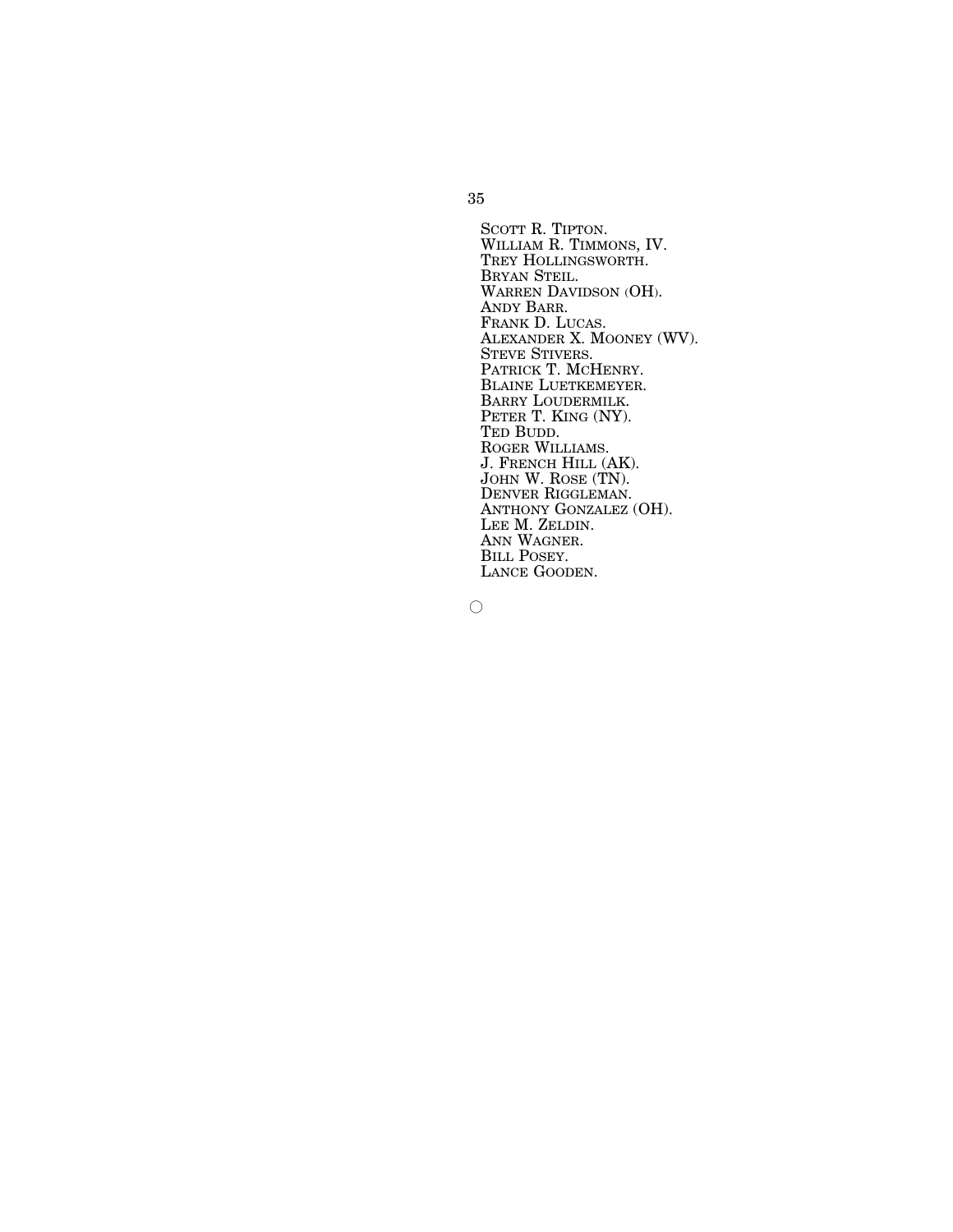SCOTT R. TIPTON.  
WILLIAM R. TIMMONS, IV.  
TREY HOLLINGSWORTH.  
BRYAN STEIL.  
WARREN DAVIDSON (OH).  
ANDY BARR.  
FRANK D. LUCAS.  
ALEXANDER X. MOONEY (WV).  
STEVE STIVERS.  
PATRICK T. MCHENRY.  
BLAINE LUETKEMEYER.  
BARRY LOUDERMILK.  
PETER T. KING (NY).  
TED BUDD.  
ROGER WILLIAMS.  
J. FRENCH HILL (AK).  
JOHN W. ROSE (TN).  
DENVER RIGGLEMAN.  
ANTHONY GONZALEZ (OH).  
LEE M. ZELDIN.  
ANN WAGNER.  
BILL POSEY.  
LANCE GOODEN.

○